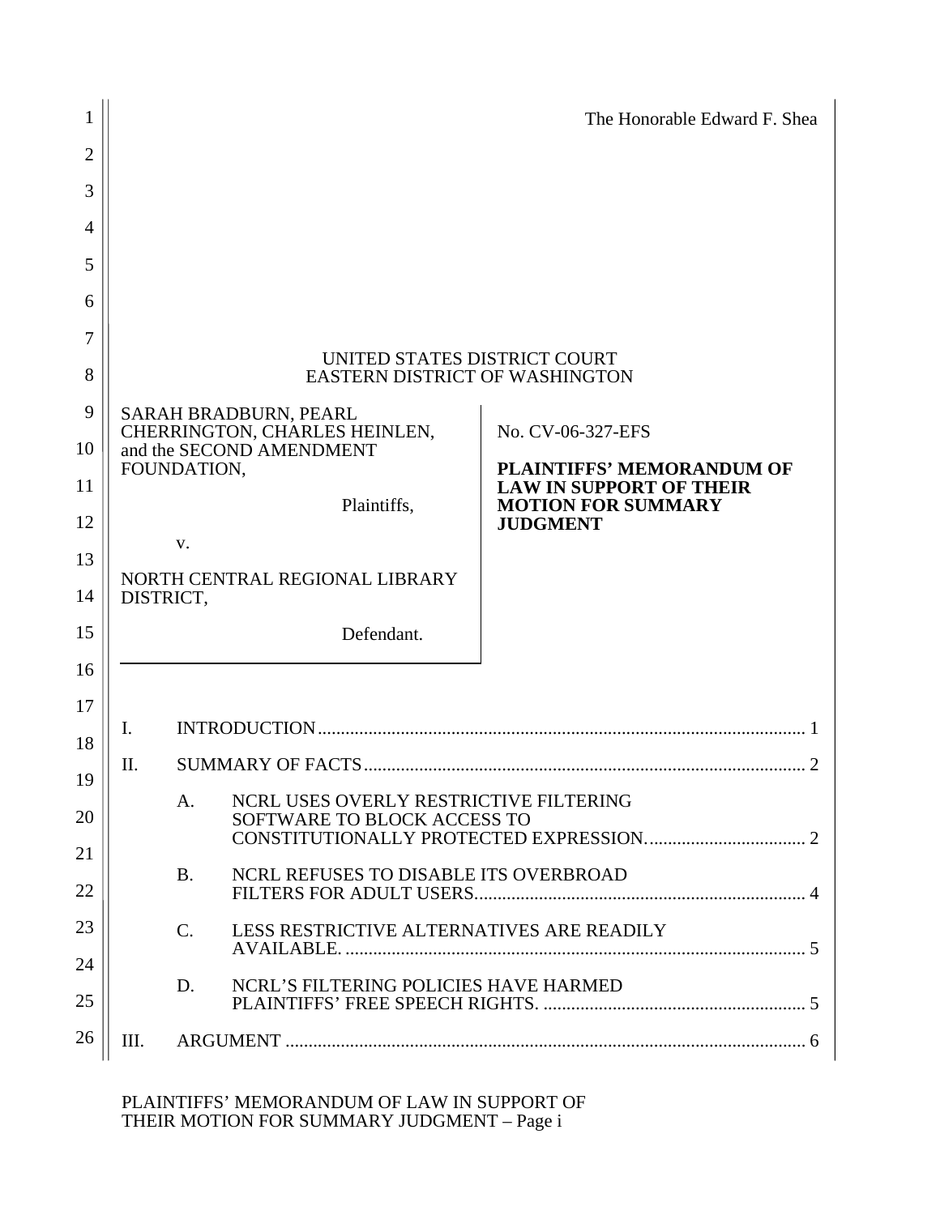The Honorable Edward F. Shea

UNITED STATES DISTRICT COURT
EASTERN DISTRICT OF WASHINGTON

SARAH BRADBURN, PEARL CHERRINGTON, CHARLES HEINLEN, and the SECOND AMENDMENT FOUNDATION,

Plaintiffs,

v.

NORTH CENTRAL REGIONAL LIBRARY DISTRICT,

Defendant.

No. CV-06-327-EFS

**PLAINTIFFS' MEMORANDUM OF LAW IN SUPPORT OF THEIR MOTION FOR SUMMARY JUDGMENT**

I. INTRODUCTION .......... 1

II. SUMMARY OF FACTS .......... 2

A. NCRL USES OVERLY RESTRICTIVE FILTERING SOFTWARE TO BLOCK ACCESS TO CONSTITUTIONALLY PROTECTED EXPRESSION. .......... 2

B. NCRL REFUSES TO DISABLE ITS OVERBROAD FILTERS FOR ADULT USERS .......... 4

C. LESS RESTRICTIVE ALTERNATIVES ARE READILY AVAILABLE. .......... 5

D. NCRL'S FILTERING POLICIES HAVE HARMED PLAINTIFFS' FREE SPEECH RIGHTS. .......... 5

III. ARGUMENT .......... 6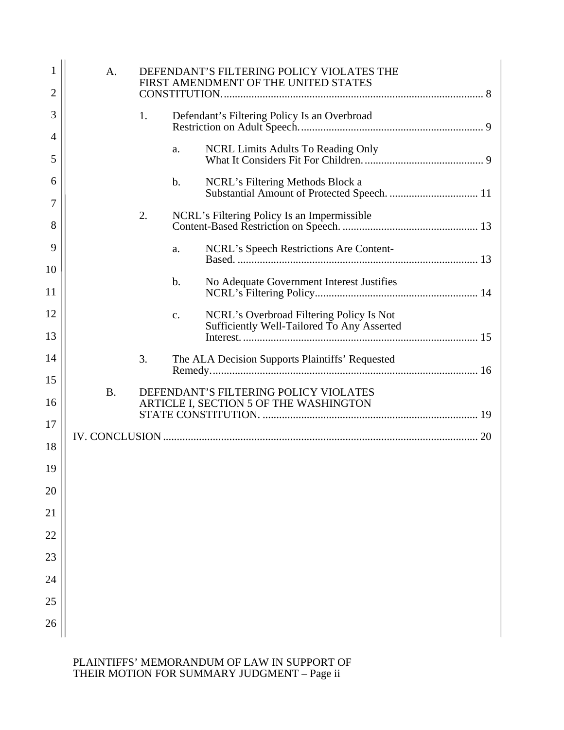A. DEFENDANT'S FILTERING POLICY VIOLATES THE FIRST AMENDMENT OF THE UNITED STATES CONSTITUTION. ............................................................................................ 8

   1. Defendant's Filtering Policy Is an Overbroad Restriction on Adult Speech. ................................................................. 9

      a. NCRL Limits Adults To Reading Only What It Considers Fit For Children. .......................................... 9

      b. NCRL's Filtering Methods Block a Substantial Amount of Protected Speech. ............................... 11

   2. NCRL's Filtering Policy Is an Impermissible Content-Based Restriction on Speech. ................................................ 13

      a. NCRL's Speech Restrictions Are Content-Based. ...................................................................................... 13

      b. No Adequate Government Interest Justifies NCRL's Filtering Policy.......................................................... 14

      c. NCRL's Overbroad Filtering Policy Is Not Sufficiently Well-Tailored To Any Asserted Interest. .................................................................................... 15

   3. The ALA Decision Supports Plaintiffs' Requested Remedy. ............................................................................................... 16

B. DEFENDANT'S FILTERING POLICY VIOLATES ARTICLE I, SECTION 5 OF THE WASHINGTON STATE CONSTITUTION. ............................................................................ 19

IV. CONCLUSION ................................................................................................................ 20

PLAINTIFFS' MEMORANDUM OF LAW IN SUPPORT OF THEIR MOTION FOR SUMMARY JUDGMENT – Page ii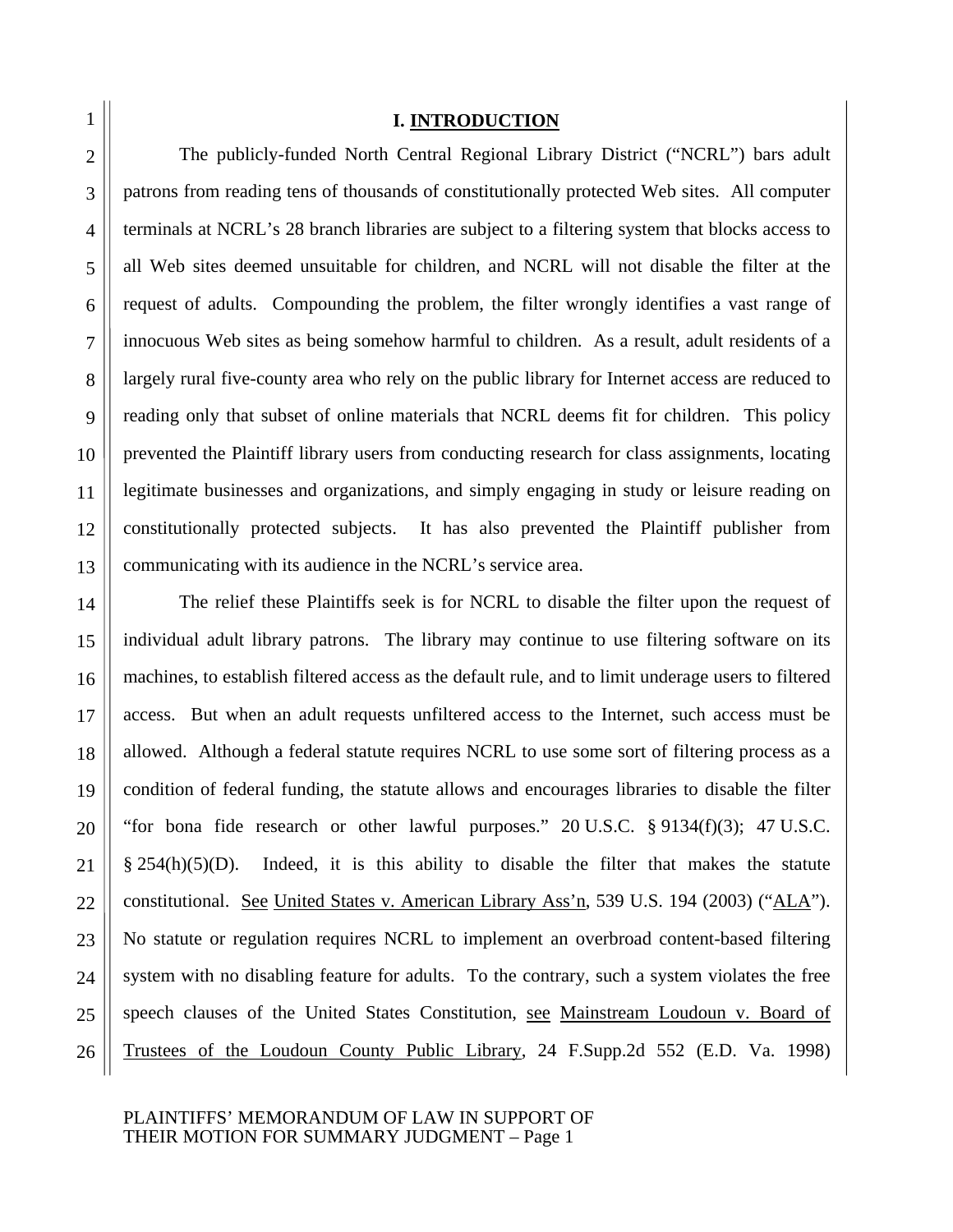# I. INTRODUCTION

The publicly-funded North Central Regional Library District ("NCRL") bars adult patrons from reading tens of thousands of constitutionally protected Web sites. All computer terminals at NCRL's 28 branch libraries are subject to a filtering system that blocks access to all Web sites deemed unsuitable for children, and NCRL will not disable the filter at the request of adults. Compounding the problem, the filter wrongly identifies a vast range of innocuous Web sites as being somehow harmful to children. As a result, adult residents of a largely rural five-county area who rely on the public library for Internet access are reduced to reading only that subset of online materials that NCRL deems fit for children. This policy prevented the Plaintiff library users from conducting research for class assignments, locating legitimate businesses and organizations, and simply engaging in study or leisure reading on constitutionally protected subjects. It has also prevented the Plaintiff publisher from communicating with its audience in the NCRL's service area.

The relief these Plaintiffs seek is for NCRL to disable the filter upon the request of individual adult library patrons. The library may continue to use filtering software on its machines, to establish filtered access as the default rule, and to limit underage users to filtered access. But when an adult requests unfiltered access to the Internet, such access must be allowed. Although a federal statute requires NCRL to use some sort of filtering process as a condition of federal funding, the statute allows and encourages libraries to disable the filter "for bona fide research or other lawful purposes." 20 U.S.C. § 9134(f)(3); 47 U.S.C. § 254(h)(5)(D). Indeed, it is this ability to disable the filter that makes the statute constitutional. See United States v. American Library Ass'n, 539 U.S. 194 (2003) ("ALA"). No statute or regulation requires NCRL to implement an overbroad content-based filtering system with no disabling feature for adults. To the contrary, such a system violates the free speech clauses of the United States Constitution, see Mainstream Loudoun v. Board of Trustees of the Loudoun County Public Library, 24 F.Supp.2d 552 (E.D. Va. 1998)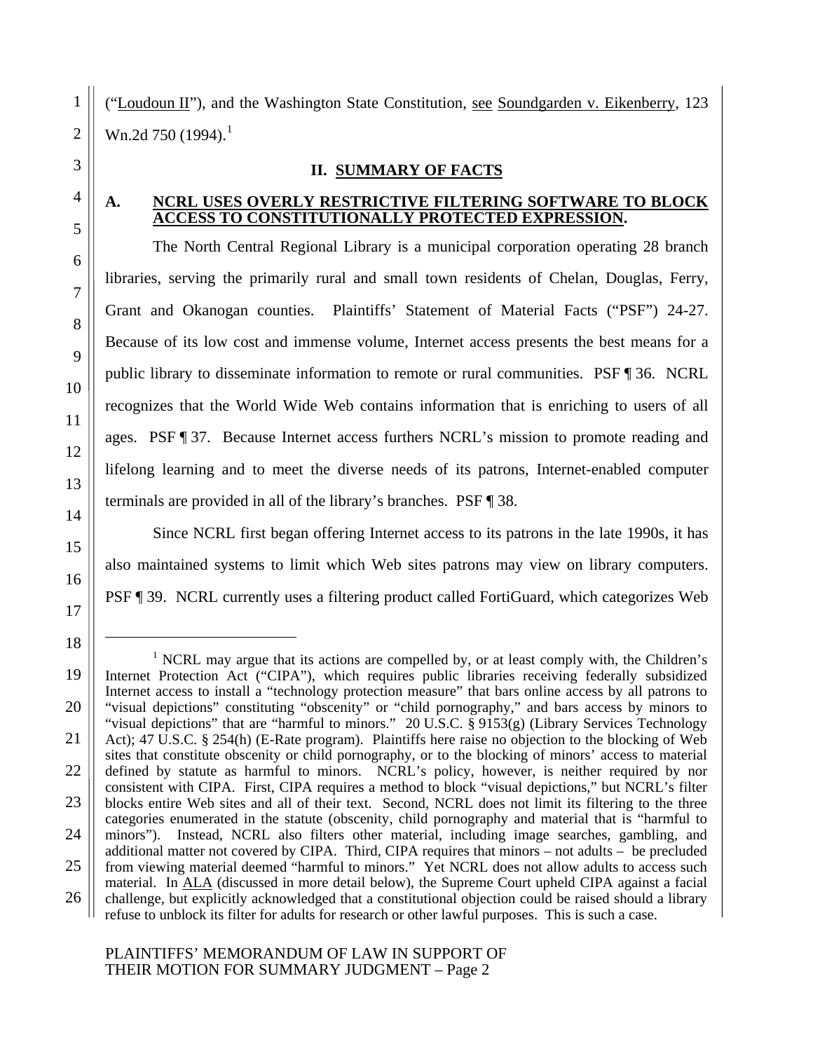("Loudoun II"), and the Washington State Constitution, see Soundgarden v. Eikenberry, 123 Wn.2d 750 (1994).[1]

## II. SUMMARY OF FACTS

### A. NCRL USES OVERLY RESTRICTIVE FILTERING SOFTWARE TO BLOCK ACCESS TO CONSTITUTIONALLY PROTECTED EXPRESSION.

The North Central Regional Library is a municipal corporation operating 28 branch libraries, serving the primarily rural and small town residents of Chelan, Douglas, Ferry, Grant and Okanogan counties. Plaintiffs' Statement of Material Facts ("PSF") 24-27. Because of its low cost and immense volume, Internet access presents the best means for a public library to disseminate information to remote or rural communities. PSF ¶ 36. NCRL recognizes that the World Wide Web contains information that is enriching to users of all ages. PSF ¶ 37. Because Internet access furthers NCRL's mission to promote reading and lifelong learning and to meet the diverse needs of its patrons, Internet-enabled computer terminals are provided in all of the library's branches. PSF ¶ 38.

Since NCRL first began offering Internet access to its patrons in the late 1990s, it has also maintained systems to limit which Web sites patrons may view on library computers. PSF ¶ 39. NCRL currently uses a filtering product called FortiGuard, which categorizes Web

---

[1] NCRL may argue that its actions are compelled by, or at least comply with, the Children's Internet Protection Act ("CIPA"), which requires public libraries receiving federally subsidized Internet access to install a "technology protection measure" that bars online access by all patrons to "visual depictions" constituting "obscenity" or "child pornography," and bars access by minors to "visual depictions" that are "harmful to minors." 20 U.S.C. § 9153(g) (Library Services Technology Act); 47 U.S.C. § 254(h) (E-Rate program). Plaintiffs here raise no objection to the blocking of Web sites that constitute obscenity or child pornography, or to the blocking of minors' access to material defined by statute as harmful to minors. NCRL's policy, however, is neither required by nor consistent with CIPA. First, CIPA requires a method to block "visual depictions," but NCRL's filter blocks entire Web sites and all of their text. Second, NCRL does not limit its filtering to the three categories enumerated in the statute (obscenity, child pornography and material that is "harmful to minors"). Instead, NCRL also filters other material, including image searches, gambling, and additional matter not covered by CIPA. Third, CIPA requires that minors – not adults – be precluded from viewing material deemed "harmful to minors." Yet NCRL does not allow adults to access such material. In ALA (discussed in more detail below), the Supreme Court upheld CIPA against a facial challenge, but explicitly acknowledged that a constitutional objection could be raised should a library refuse to unblock its filter for adults for research or other lawful purposes. This is such a case.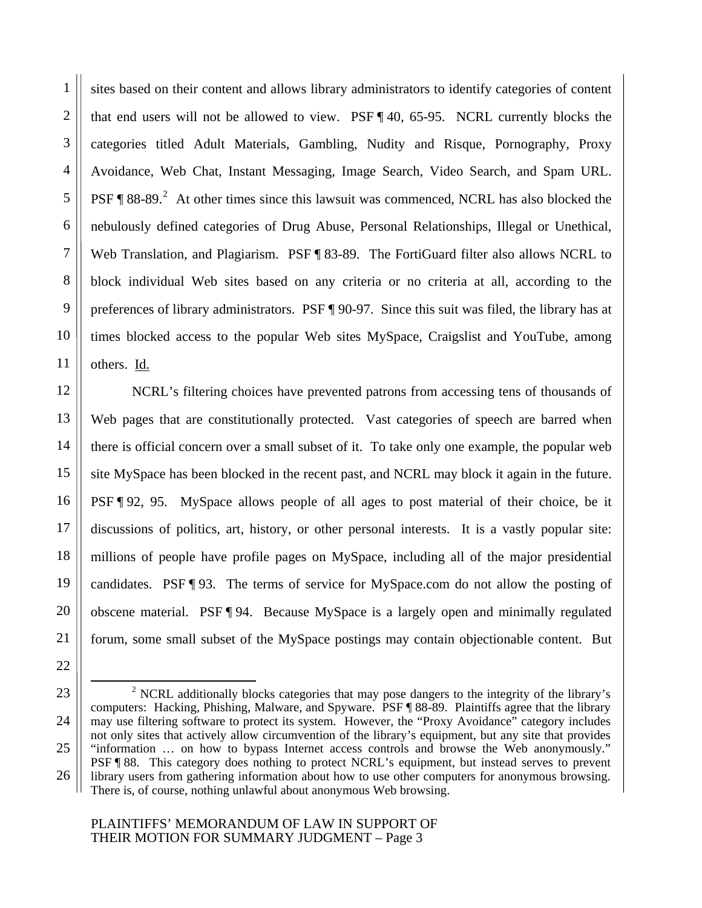sites based on their content and allows library administrators to identify categories of content that end users will not be allowed to view. PSF ¶ 40, 65-95. NCRL currently blocks the categories titled Adult Materials, Gambling, Nudity and Risque, Pornography, Proxy Avoidance, Web Chat, Instant Messaging, Image Search, Video Search, and Spam URL. PSF ¶ 88-89.[2] At other times since this lawsuit was commenced, NCRL has also blocked the nebulously defined categories of Drug Abuse, Personal Relationships, Illegal or Unethical, Web Translation, and Plagiarism. PSF ¶ 83-89. The FortiGuard filter also allows NCRL to block individual Web sites based on any criteria or no criteria at all, according to the preferences of library administrators. PSF ¶ 90-97. Since this suit was filed, the library has at times blocked access to the popular Web sites MySpace, Craigslist and YouTube, among others. Id.

NCRL's filtering choices have prevented patrons from accessing tens of thousands of Web pages that are constitutionally protected. Vast categories of speech are barred when there is official concern over a small subset of it. To take only one example, the popular web site MySpace has been blocked in the recent past, and NCRL may block it again in the future. PSF ¶ 92, 95. MySpace allows people of all ages to post material of their choice, be it discussions of politics, art, history, or other personal interests. It is a vastly popular site: millions of people have profile pages on MySpace, including all of the major presidential candidates. PSF ¶ 93. The terms of service for MySpace.com do not allow the posting of obscene material. PSF ¶ 94. Because MySpace is a largely open and minimally regulated forum, some small subset of the MySpace postings may contain objectionable content. But

---

[2] NCRL additionally blocks categories that may pose dangers to the integrity of the library's computers: Hacking, Phishing, Malware, and Spyware. PSF ¶ 88-89. Plaintiffs agree that the library may use filtering software to protect its system. However, the "Proxy Avoidance" category includes not only sites that actively allow circumvention of the library's equipment, but any site that provides "information … on how to bypass Internet access controls and browse the Web anonymously." PSF ¶ 88. This category does nothing to protect NCRL's equipment, but instead serves to prevent library users from gathering information about how to use other computers for anonymous browsing. There is, of course, nothing unlawful about anonymous Web browsing.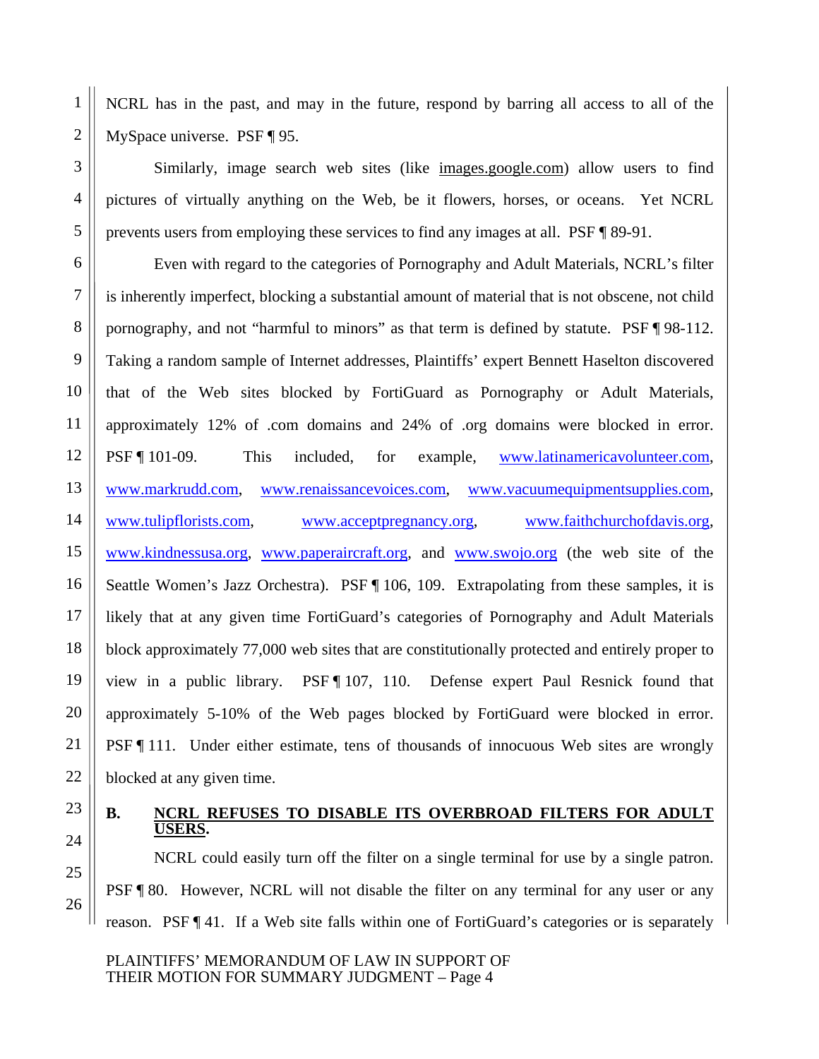NCRL has in the past, and may in the future, respond by barring all access to all of the MySpace universe. PSF ¶ 95.

Similarly, image search web sites (like images.google.com) allow users to find pictures of virtually anything on the Web, be it flowers, horses, or oceans. Yet NCRL prevents users from employing these services to find any images at all. PSF ¶ 89-91.

Even with regard to the categories of Pornography and Adult Materials, NCRL's filter is inherently imperfect, blocking a substantial amount of material that is not obscene, not child pornography, and not "harmful to minors" as that term is defined by statute. PSF ¶ 98-112. Taking a random sample of Internet addresses, Plaintiffs' expert Bennett Haselton discovered that of the Web sites blocked by FortiGuard as Pornography or Adult Materials, approximately 12% of .com domains and 24% of .org domains were blocked in error. PSF ¶ 101-09. This included, for example, www.latinamericavolunteer.com, www.markrudd.com, www.renaissancevoices.com, www.vacuumequipmentsupplies.com, www.tulipflorists.com, www.acceptpregnancy.org, www.faithchurchofdavis.org, www.kindnessusa.org, www.paperaircraft.org, and www.swojo.org (the web site of the Seattle Women's Jazz Orchestra). PSF ¶ 106, 109. Extrapolating from these samples, it is likely that at any given time FortiGuard's categories of Pornography and Adult Materials block approximately 77,000 web sites that are constitutionally protected and entirely proper to view in a public library. PSF ¶ 107, 110. Defense expert Paul Resnick found that approximately 5-10% of the Web pages blocked by FortiGuard were blocked in error. PSF ¶ 111. Under either estimate, tens of thousands of innocuous Web sites are wrongly blocked at any given time.

## B. NCRL REFUSES TO DISABLE ITS OVERBROAD FILTERS FOR ADULT USERS.

NCRL could easily turn off the filter on a single terminal for use by a single patron. PSF ¶ 80. However, NCRL will not disable the filter on any terminal for any user or any reason. PSF ¶ 41. If a Web site falls within one of FortiGuard's categories or is separately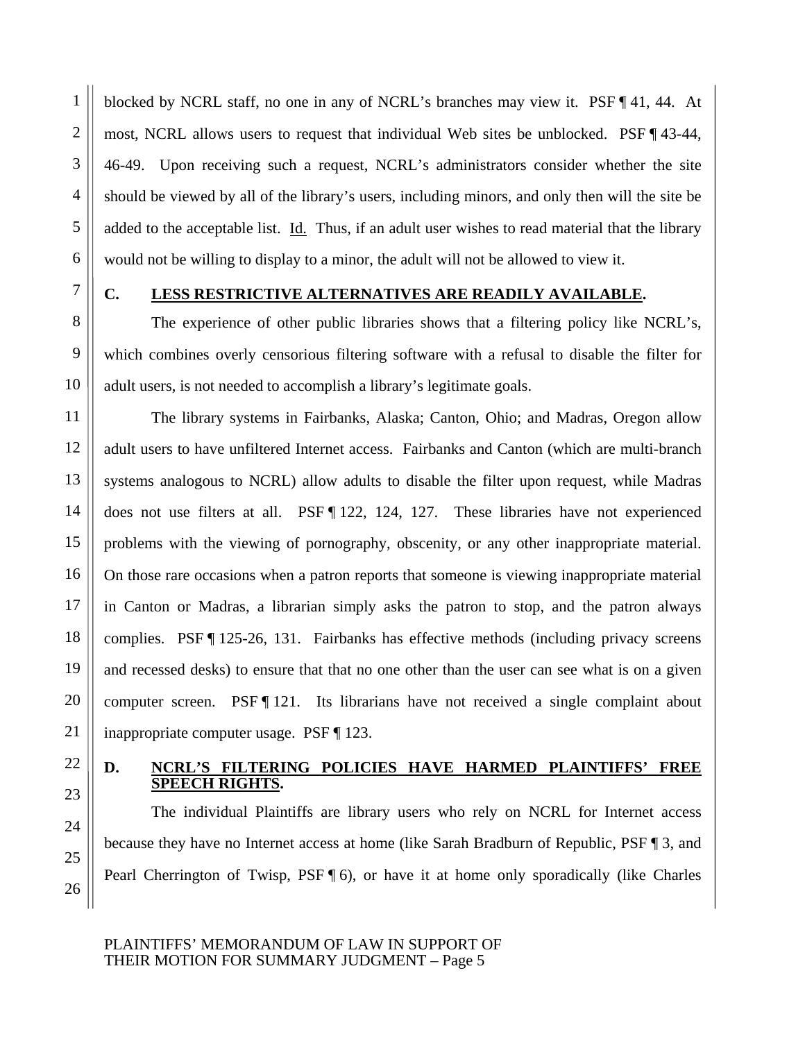blocked by NCRL staff, no one in any of NCRL's branches may view it. PSF ¶ 41, 44. At most, NCRL allows users to request that individual Web sites be unblocked. PSF ¶ 43-44, 46-49. Upon receiving such a request, NCRL's administrators consider whether the site should be viewed by all of the library's users, including minors, and only then will the site be added to the acceptable list. Id. Thus, if an adult user wishes to read material that the library would not be willing to display to a minor, the adult will not be allowed to view it.

### C. LESS RESTRICTIVE ALTERNATIVES ARE READILY AVAILABLE.

The experience of other public libraries shows that a filtering policy like NCRL's, which combines overly censorious filtering software with a refusal to disable the filter for adult users, is not needed to accomplish a library's legitimate goals.

The library systems in Fairbanks, Alaska; Canton, Ohio; and Madras, Oregon allow adult users to have unfiltered Internet access. Fairbanks and Canton (which are multi-branch systems analogous to NCRL) allow adults to disable the filter upon request, while Madras does not use filters at all. PSF ¶ 122, 124, 127. These libraries have not experienced problems with the viewing of pornography, obscenity, or any other inappropriate material. On those rare occasions when a patron reports that someone is viewing inappropriate material in Canton or Madras, a librarian simply asks the patron to stop, and the patron always complies. PSF ¶ 125-26, 131. Fairbanks has effective methods (including privacy screens and recessed desks) to ensure that that no one other than the user can see what is on a given computer screen. PSF ¶ 121. Its librarians have not received a single complaint about inappropriate computer usage. PSF ¶ 123.

### D. NCRL'S FILTERING POLICIES HAVE HARMED PLAINTIFFS' FREE SPEECH RIGHTS.

The individual Plaintiffs are library users who rely on NCRL for Internet access because they have no Internet access at home (like Sarah Bradburn of Republic, PSF ¶ 3, and Pearl Cherrington of Twisp, PSF ¶ 6), or have it at home only sporadically (like Charles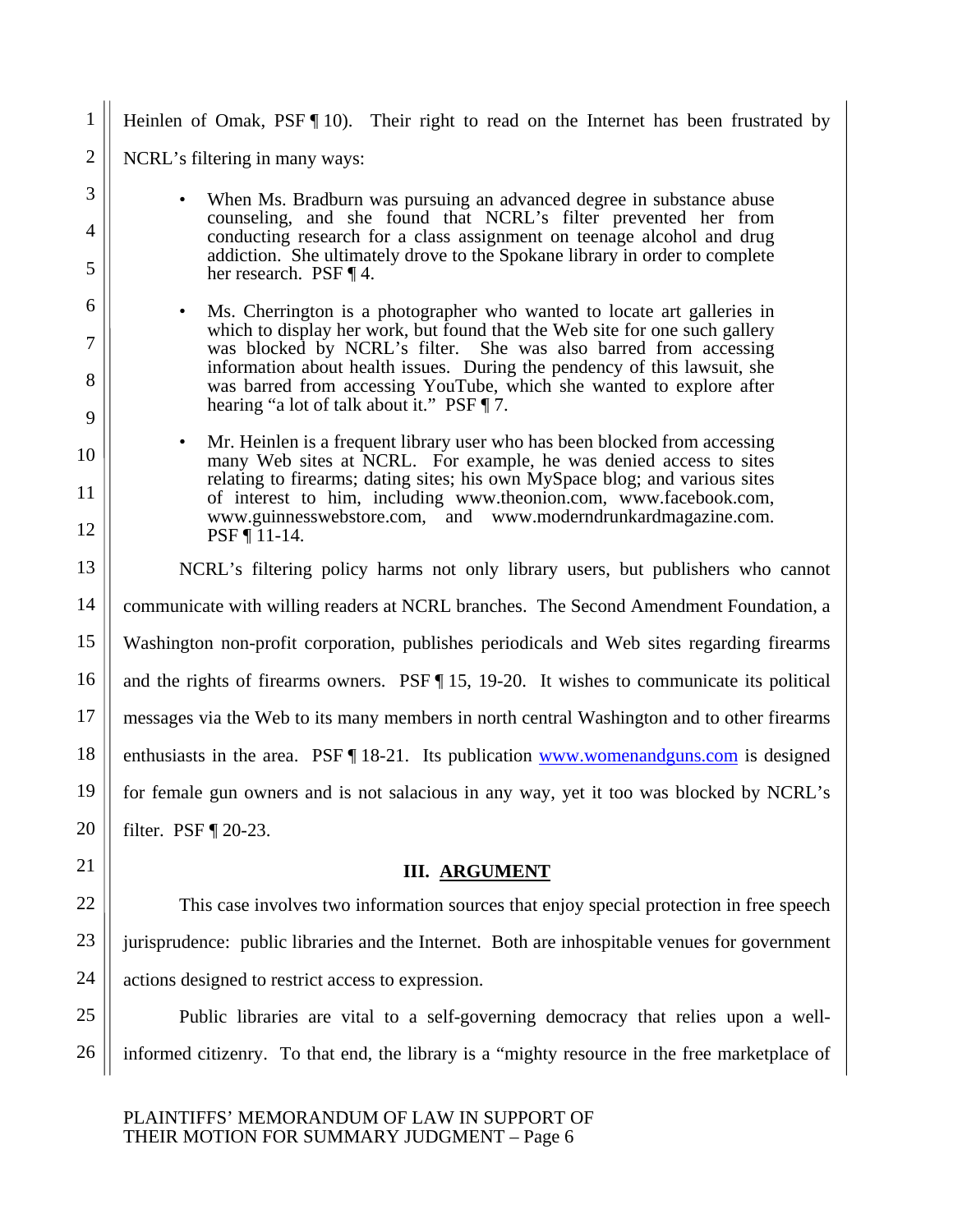Heinlen of Omak, PSF ¶ 10). Their right to read on the Internet has been frustrated by NCRL's filtering in many ways:

- When Ms. Bradburn was pursuing an advanced degree in substance abuse counseling, and she found that NCRL's filter prevented her from conducting research for a class assignment on teenage alcohol and drug addiction. She ultimately drove to the Spokane library in order to complete her research. PSF ¶ 4.

- Ms. Cherrington is a photographer who wanted to locate art galleries in which to display her work, but found that the Web site for one such gallery was blocked by NCRL's filter. She was also barred from accessing information about health issues. During the pendency of this lawsuit, she was barred from accessing YouTube, which she wanted to explore after hearing "a lot of talk about it." PSF ¶ 7.

- Mr. Heinlen is a frequent library user who has been blocked from accessing many Web sites at NCRL. For example, he was denied access to sites relating to firearms; dating sites; his own MySpace blog; and various sites of interest to him, including www.theonion.com, www.facebook.com, www.guinnesswebstore.com, and www.moderndrunkardmagazine.com. PSF ¶ 11-14.

NCRL's filtering policy harms not only library users, but publishers who cannot communicate with willing readers at NCRL branches. The Second Amendment Foundation, a Washington non-profit corporation, publishes periodicals and Web sites regarding firearms and the rights of firearms owners. PSF ¶ 15, 19-20. It wishes to communicate its political messages via the Web to its many members in north central Washington and to other firearms enthusiasts in the area. PSF ¶ 18-21. Its publication www.womenandguns.com is designed for female gun owners and is not salacious in any way, yet it too was blocked by NCRL's filter. PSF ¶ 20-23.

## III. ARGUMENT

This case involves two information sources that enjoy special protection in free speech jurisprudence: public libraries and the Internet. Both are inhospitable venues for government actions designed to restrict access to expression.

Public libraries are vital to a self-governing democracy that relies upon a well-informed citizenry. To that end, the library is a "mighty resource in the free marketplace of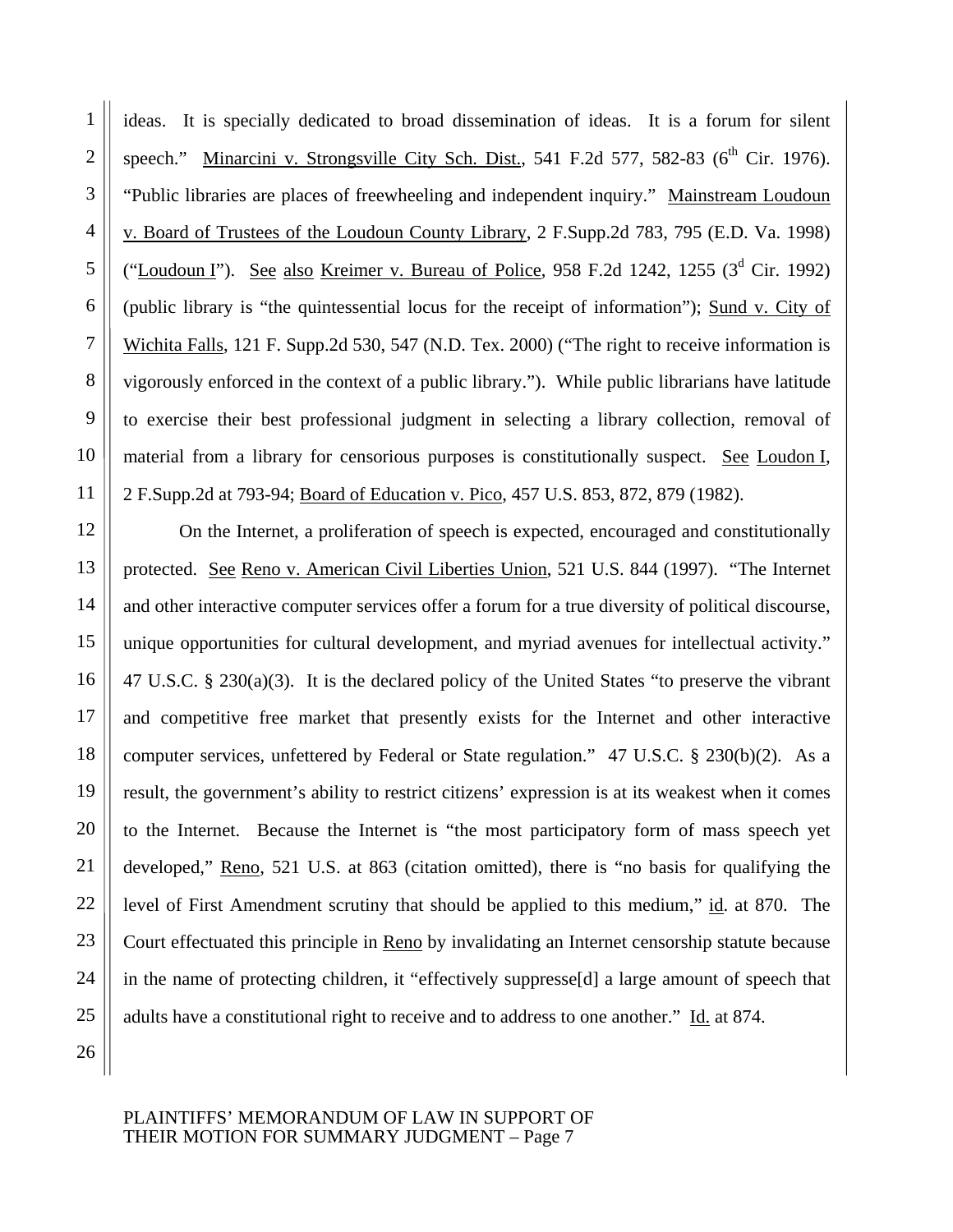ideas. It is specially dedicated to broad dissemination of ideas. It is a forum for silent speech." Minarcini v. Strongsville City Sch. Dist., 541 F.2d 577, 582-83 (6th Cir. 1976). "Public libraries are places of freewheeling and independent inquiry." Mainstream Loudoun v. Board of Trustees of the Loudoun County Library, 2 F.Supp.2d 783, 795 (E.D. Va. 1998) ("Loudoun I"). See also Kreimer v. Bureau of Police, 958 F.2d 1242, 1255 (3d Cir. 1992) (public library is "the quintessential locus for the receipt of information"); Sund v. City of Wichita Falls, 121 F. Supp.2d 530, 547 (N.D. Tex. 2000) ("The right to receive information is vigorously enforced in the context of a public library."). While public librarians have latitude to exercise their best professional judgment in selecting a library collection, removal of material from a library for censorious purposes is constitutionally suspect. See Loudon I, 2 F.Supp.2d at 793-94; Board of Education v. Pico, 457 U.S. 853, 872, 879 (1982).

On the Internet, a proliferation of speech is expected, encouraged and constitutionally protected. See Reno v. American Civil Liberties Union, 521 U.S. 844 (1997). "The Internet and other interactive computer services offer a forum for a true diversity of political discourse, unique opportunities for cultural development, and myriad avenues for intellectual activity." 47 U.S.C. § 230(a)(3). It is the declared policy of the United States "to preserve the vibrant and competitive free market that presently exists for the Internet and other interactive computer services, unfettered by Federal or State regulation." 47 U.S.C. § 230(b)(2). As a result, the government's ability to restrict citizens' expression is at its weakest when it comes to the Internet. Because the Internet is "the most participatory form of mass speech yet developed," Reno, 521 U.S. at 863 (citation omitted), there is "no basis for qualifying the level of First Amendment scrutiny that should be applied to this medium," id. at 870. The Court effectuated this principle in Reno by invalidating an Internet censorship statute because in the name of protecting children, it "effectively suppresse[d] a large amount of speech that adults have a constitutional right to receive and to address to one another." Id. at 874.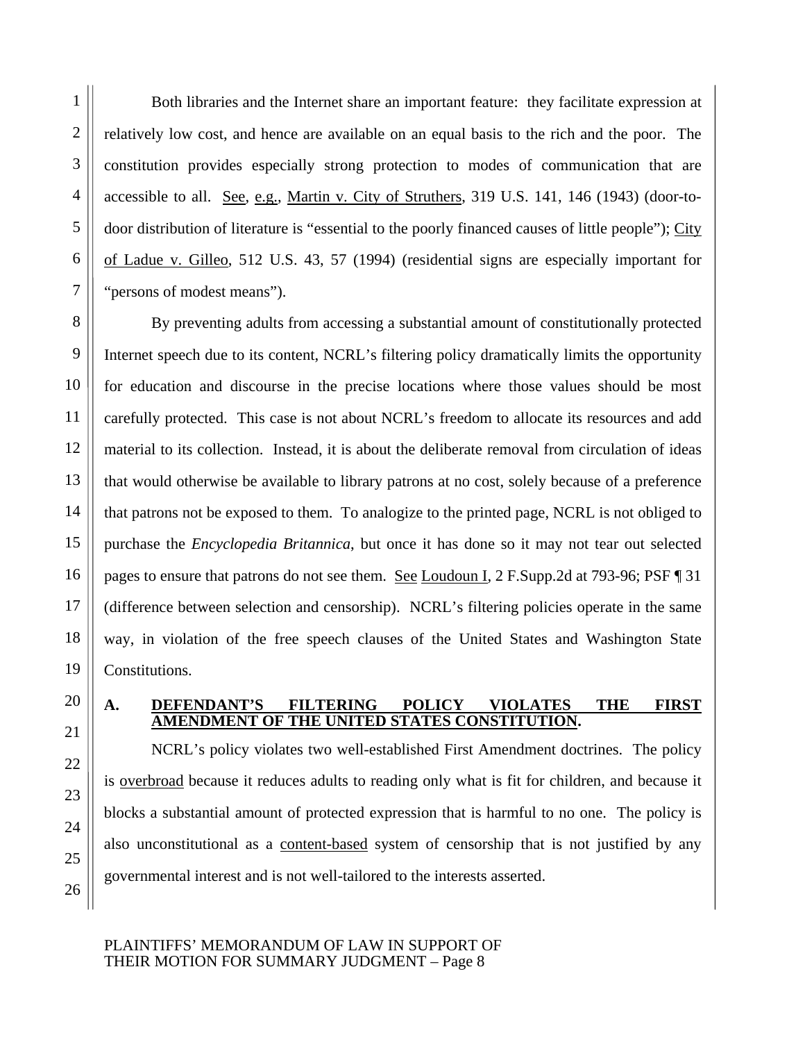Both libraries and the Internet share an important feature: they facilitate expression at relatively low cost, and hence are available on an equal basis to the rich and the poor. The constitution provides especially strong protection to modes of communication that are accessible to all. See, e.g., Martin v. City of Struthers, 319 U.S. 141, 146 (1943) (door-to-door distribution of literature is "essential to the poorly financed causes of little people"); City of Ladue v. Gilleo, 512 U.S. 43, 57 (1994) (residential signs are especially important for "persons of modest means").

By preventing adults from accessing a substantial amount of constitutionally protected Internet speech due to its content, NCRL's filtering policy dramatically limits the opportunity for education and discourse in the precise locations where those values should be most carefully protected. This case is not about NCRL's freedom to allocate its resources and add material to its collection. Instead, it is about the deliberate removal from circulation of ideas that would otherwise be available to library patrons at no cost, solely because of a preference that patrons not be exposed to them. To analogize to the printed page, NCRL is not obliged to purchase the *Encyclopedia Britannica*, but once it has done so it may not tear out selected pages to ensure that patrons do not see them. See Loudoun I, 2 F.Supp.2d at 793-96; PSF ¶ 31 (difference between selection and censorship). NCRL's filtering policies operate in the same way, in violation of the free speech clauses of the United States and Washington State Constitutions.

## A. DEFENDANT'S FILTERING POLICY VIOLATES THE FIRST AMENDMENT OF THE UNITED STATES CONSTITUTION.

NCRL's policy violates two well-established First Amendment doctrines. The policy is overbroad because it reduces adults to reading only what is fit for children, and because it blocks a substantial amount of protected expression that is harmful to no one. The policy is also unconstitutional as a content-based system of censorship that is not justified by any governmental interest and is not well-tailored to the interests asserted.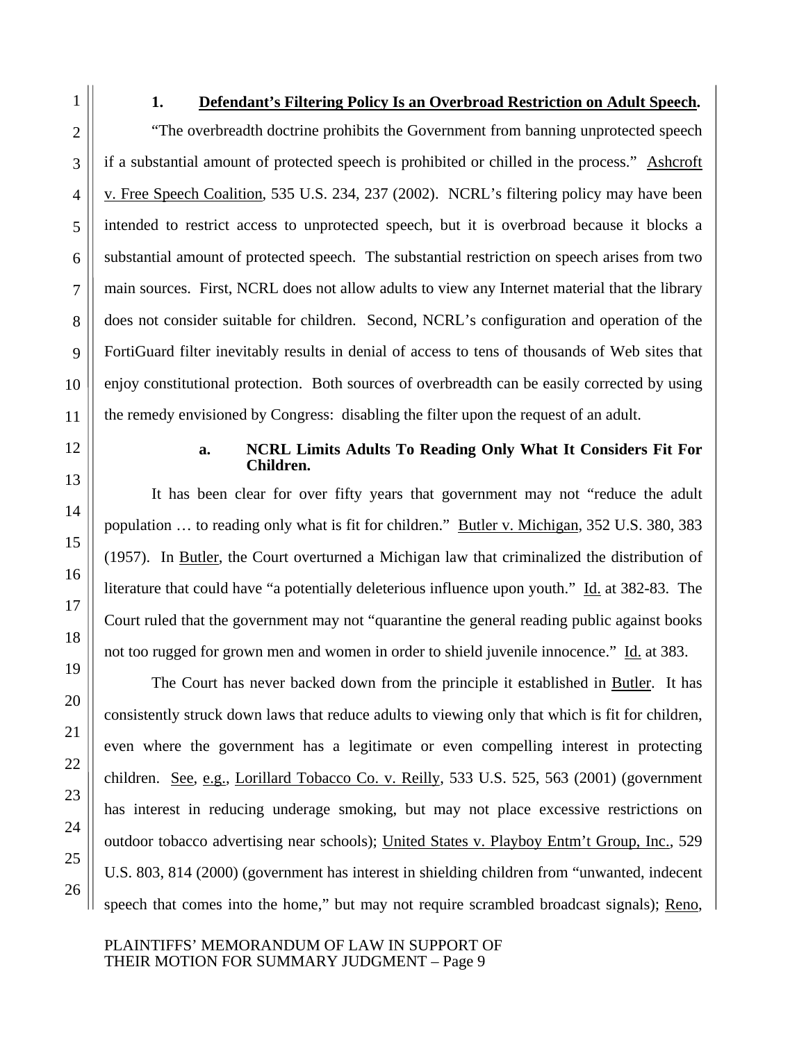**1. Defendant's Filtering Policy Is an Overbroad Restriction on Adult Speech.**

"The overbreadth doctrine prohibits the Government from banning unprotected speech if a substantial amount of protected speech is prohibited or chilled in the process." Ashcroft v. Free Speech Coalition, 535 U.S. 234, 237 (2002). NCRL's filtering policy may have been intended to restrict access to unprotected speech, but it is overbroad because it blocks a substantial amount of protected speech. The substantial restriction on speech arises from two main sources. First, NCRL does not allow adults to view any Internet material that the library does not consider suitable for children. Second, NCRL's configuration and operation of the FortiGuard filter inevitably results in denial of access to tens of thousands of Web sites that enjoy constitutional protection. Both sources of overbreadth can be easily corrected by using the remedy envisioned by Congress: disabling the filter upon the request of an adult.

**a. NCRL Limits Adults To Reading Only What It Considers Fit For Children.**

It has been clear for over fifty years that government may not "reduce the adult population … to reading only what is fit for children." Butler v. Michigan, 352 U.S. 380, 383 (1957). In Butler, the Court overturned a Michigan law that criminalized the distribution of literature that could have "a potentially deleterious influence upon youth." Id. at 382-83. The Court ruled that the government may not "quarantine the general reading public against books not too rugged for grown men and women in order to shield juvenile innocence." Id. at 383.

The Court has never backed down from the principle it established in Butler. It has consistently struck down laws that reduce adults to viewing only that which is fit for children, even where the government has a legitimate or even compelling interest in protecting children. See, e.g., Lorillard Tobacco Co. v. Reilly, 533 U.S. 525, 563 (2001) (government has interest in reducing underage smoking, but may not place excessive restrictions on outdoor tobacco advertising near schools); United States v. Playboy Entm't Group, Inc., 529 U.S. 803, 814 (2000) (government has interest in shielding children from "unwanted, indecent speech that comes into the home," but may not require scrambled broadcast signals); Reno,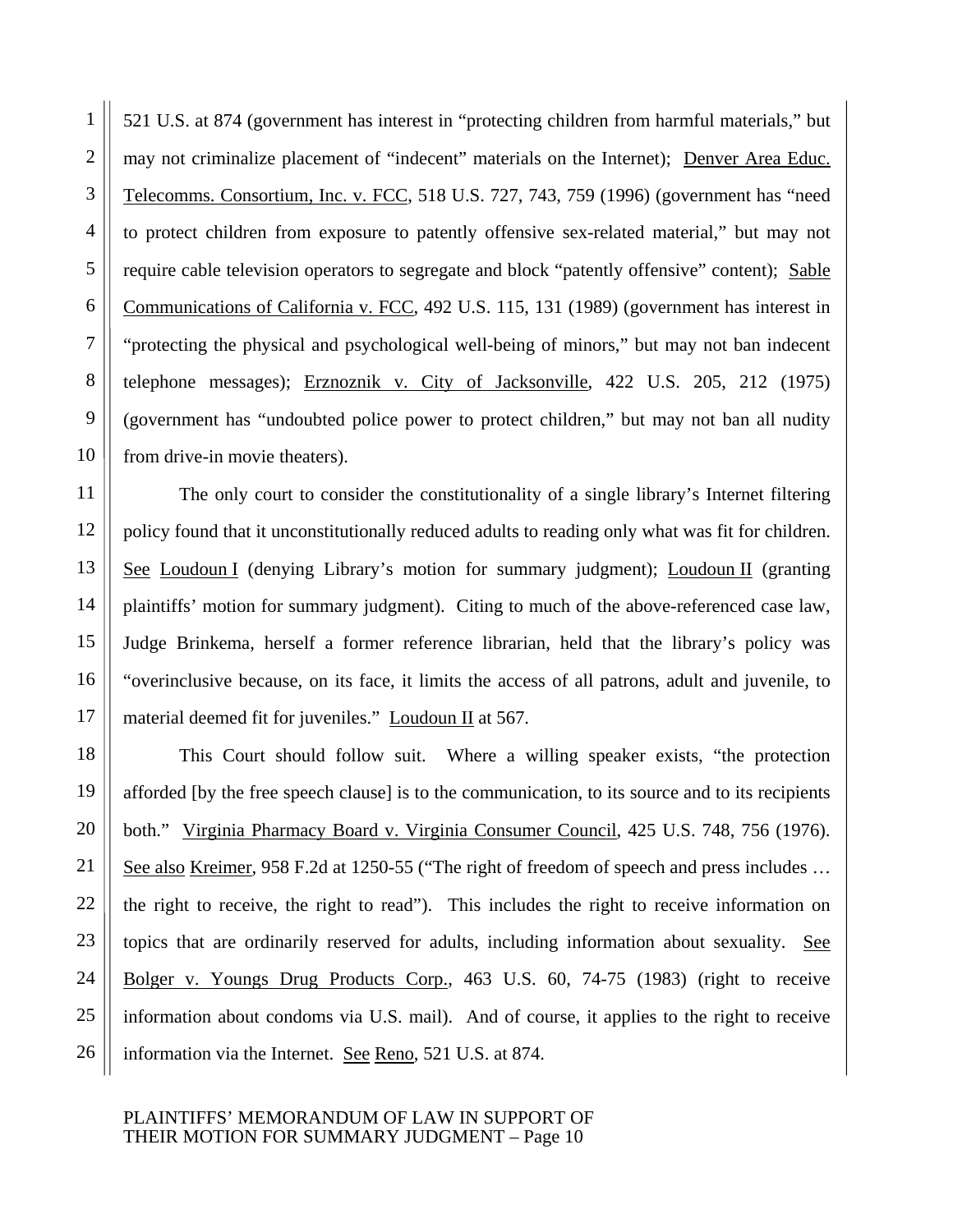521 U.S. at 874 (government has interest in "protecting children from harmful materials," but may not criminalize placement of "indecent" materials on the Internet); Denver Area Educ. Telecomms. Consortium, Inc. v. FCC, 518 U.S. 727, 743, 759 (1996) (government has "need to protect children from exposure to patently offensive sex-related material," but may not require cable television operators to segregate and block "patently offensive" content); Sable Communications of California v. FCC, 492 U.S. 115, 131 (1989) (government has interest in "protecting the physical and psychological well-being of minors," but may not ban indecent telephone messages); Erznoznik v. City of Jacksonville, 422 U.S. 205, 212 (1975) (government has "undoubted police power to protect children," but may not ban all nudity from drive-in movie theaters).

The only court to consider the constitutionality of a single library's Internet filtering policy found that it unconstitutionally reduced adults to reading only what was fit for children. See Loudoun I (denying Library's motion for summary judgment); Loudoun II (granting plaintiffs' motion for summary judgment). Citing to much of the above-referenced case law, Judge Brinkema, herself a former reference librarian, held that the library's policy was "overinclusive because, on its face, it limits the access of all patrons, adult and juvenile, to material deemed fit for juveniles." Loudoun II at 567.

This Court should follow suit. Where a willing speaker exists, "the protection afforded [by the free speech clause] is to the communication, to its source and to its recipients both." Virginia Pharmacy Board v. Virginia Consumer Council, 425 U.S. 748, 756 (1976). See also Kreimer, 958 F.2d at 1250-55 ("The right of freedom of speech and press includes … the right to receive, the right to read"). This includes the right to receive information on topics that are ordinarily reserved for adults, including information about sexuality. See Bolger v. Youngs Drug Products Corp., 463 U.S. 60, 74-75 (1983) (right to receive information about condoms via U.S. mail). And of course, it applies to the right to receive information via the Internet. See Reno, 521 U.S. at 874.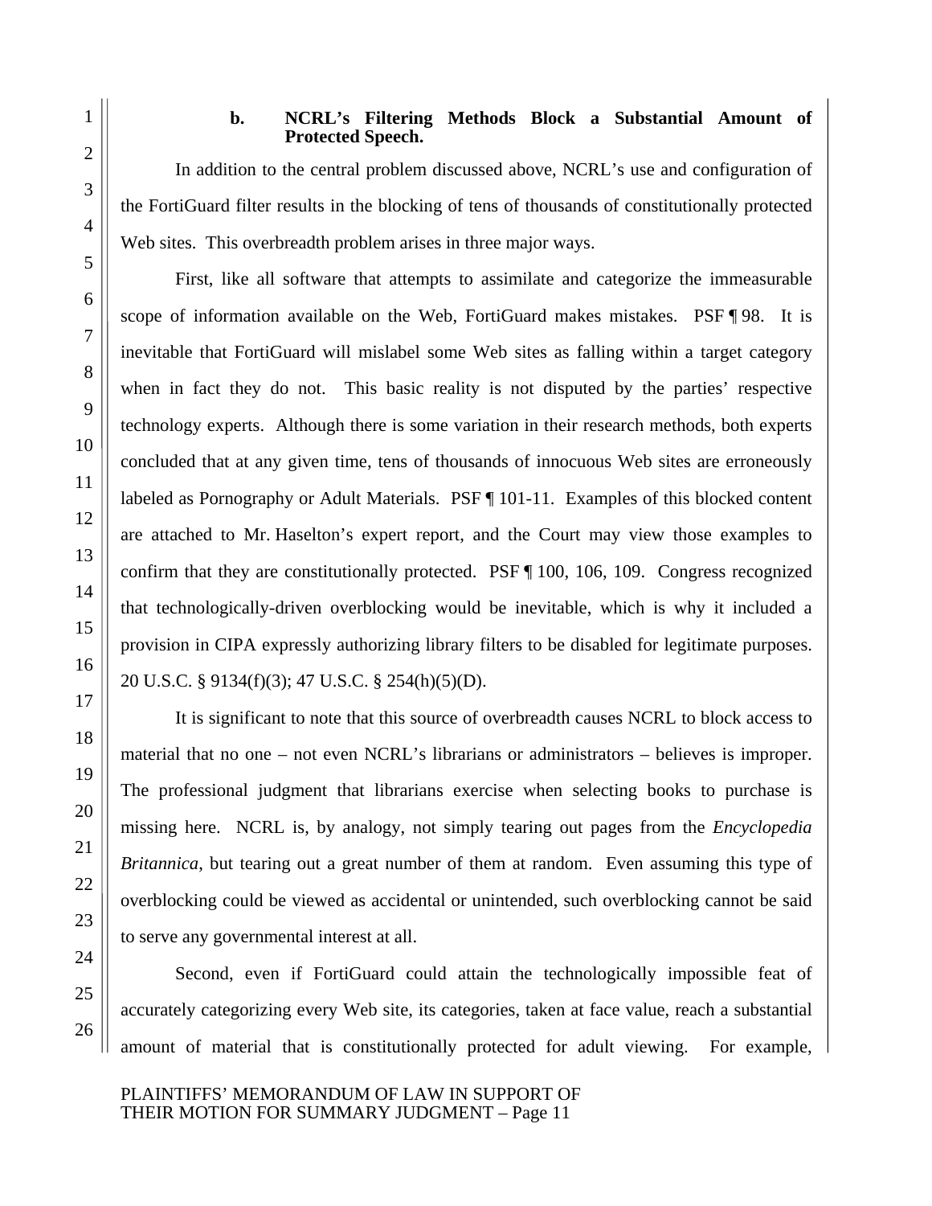### b. NCRL's Filtering Methods Block a Substantial Amount of Protected Speech.

In addition to the central problem discussed above, NCRL's use and configuration of the FortiGuard filter results in the blocking of tens of thousands of constitutionally protected Web sites. This overbreadth problem arises in three major ways.

First, like all software that attempts to assimilate and categorize the immeasurable scope of information available on the Web, FortiGuard makes mistakes. PSF ¶ 98. It is inevitable that FortiGuard will mislabel some Web sites as falling within a target category when in fact they do not. This basic reality is not disputed by the parties' respective technology experts. Although there is some variation in their research methods, both experts concluded that at any given time, tens of thousands of innocuous Web sites are erroneously labeled as Pornography or Adult Materials. PSF ¶ 101-11. Examples of this blocked content are attached to Mr. Haselton's expert report, and the Court may view those examples to confirm that they are constitutionally protected. PSF ¶ 100, 106, 109. Congress recognized that technologically-driven overblocking would be inevitable, which is why it included a provision in CIPA expressly authorizing library filters to be disabled for legitimate purposes. 20 U.S.C. § 9134(f)(3); 47 U.S.C. § 254(h)(5)(D).

It is significant to note that this source of overbreadth causes NCRL to block access to material that no one – not even NCRL's librarians or administrators – believes is improper. The professional judgment that librarians exercise when selecting books to purchase is missing here. NCRL is, by analogy, not simply tearing out pages from the *Encyclopedia Britannica*, but tearing out a great number of them at random. Even assuming this type of overblocking could be viewed as accidental or unintended, such overblocking cannot be said to serve any governmental interest at all.

Second, even if FortiGuard could attain the technologically impossible feat of accurately categorizing every Web site, its categories, taken at face value, reach a substantial amount of material that is constitutionally protected for adult viewing. For example,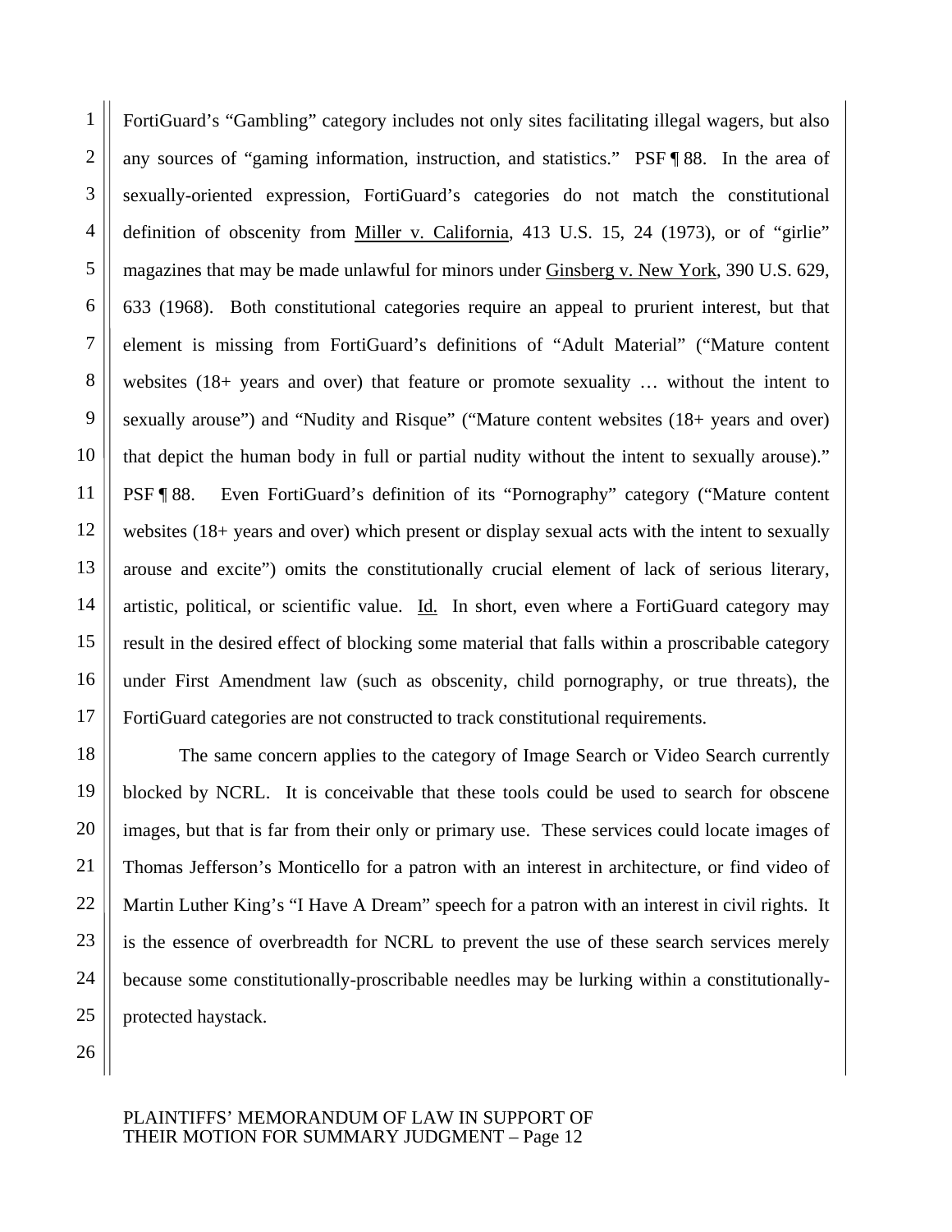FortiGuard's "Gambling" category includes not only sites facilitating illegal wagers, but also any sources of "gaming information, instruction, and statistics." PSF ¶ 88. In the area of sexually-oriented expression, FortiGuard's categories do not match the constitutional definition of obscenity from Miller v. California, 413 U.S. 15, 24 (1973), or of "girlie" magazines that may be made unlawful for minors under Ginsberg v. New York, 390 U.S. 629, 633 (1968). Both constitutional categories require an appeal to prurient interest, but that element is missing from FortiGuard's definitions of "Adult Material" ("Mature content websites (18+ years and over) that feature or promote sexuality … without the intent to sexually arouse") and "Nudity and Risque" ("Mature content websites (18+ years and over) that depict the human body in full or partial nudity without the intent to sexually arouse)." PSF ¶ 88. Even FortiGuard's definition of its "Pornography" category ("Mature content websites (18+ years and over) which present or display sexual acts with the intent to sexually arouse and excite") omits the constitutionally crucial element of lack of serious literary, artistic, political, or scientific value. Id. In short, even where a FortiGuard category may result in the desired effect of blocking some material that falls within a proscribable category under First Amendment law (such as obscenity, child pornography, or true threats), the FortiGuard categories are not constructed to track constitutional requirements.

The same concern applies to the category of Image Search or Video Search currently blocked by NCRL. It is conceivable that these tools could be used to search for obscene images, but that is far from their only or primary use. These services could locate images of Thomas Jefferson's Monticello for a patron with an interest in architecture, or find video of Martin Luther King's "I Have A Dream" speech for a patron with an interest in civil rights. It is the essence of overbreadth for NCRL to prevent the use of these search services merely because some constitutionally-proscribable needles may be lurking within a constitutionally-protected haystack.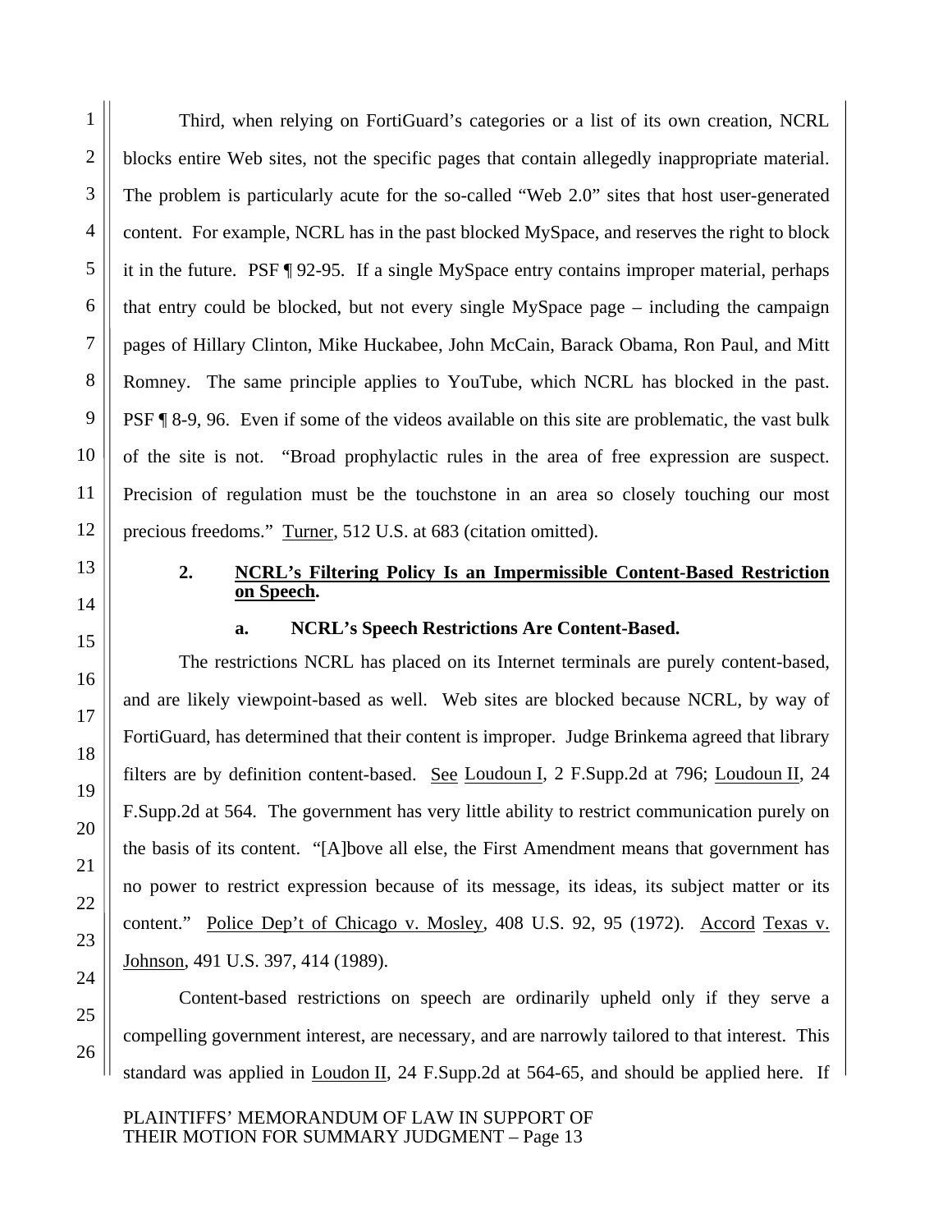Third, when relying on FortiGuard's categories or a list of its own creation, NCRL blocks entire Web sites, not the specific pages that contain allegedly inappropriate material. The problem is particularly acute for the so-called "Web 2.0" sites that host user-generated content. For example, NCRL has in the past blocked MySpace, and reserves the right to block it in the future. PSF ¶ 92-95. If a single MySpace entry contains improper material, perhaps that entry could be blocked, but not every single MySpace page – including the campaign pages of Hillary Clinton, Mike Huckabee, John McCain, Barack Obama, Ron Paul, and Mitt Romney. The same principle applies to YouTube, which NCRL has blocked in the past. PSF ¶ 8-9, 96. Even if some of the videos available on this site are problematic, the vast bulk of the site is not. "Broad prophylactic rules in the area of free expression are suspect. Precision of regulation must be the touchstone in an area so closely touching our most precious freedoms." Turner, 512 U.S. at 683 (citation omitted).

### 2. NCRL's Filtering Policy Is an Impermissible Content-Based Restriction on Speech.

#### a. NCRL's Speech Restrictions Are Content-Based.

The restrictions NCRL has placed on its Internet terminals are purely content-based, and are likely viewpoint-based as well. Web sites are blocked because NCRL, by way of FortiGuard, has determined that their content is improper. Judge Brinkema agreed that library filters are by definition content-based. See Loudoun I, 2 F.Supp.2d at 796; Loudoun II, 24 F.Supp.2d at 564. The government has very little ability to restrict communication purely on the basis of its content. "[A]bove all else, the First Amendment means that government has no power to restrict expression because of its message, its ideas, its subject matter or its content." Police Dep't of Chicago v. Mosley, 408 U.S. 92, 95 (1972). Accord Texas v. Johnson, 491 U.S. 397, 414 (1989).

Content-based restrictions on speech are ordinarily upheld only if they serve a compelling government interest, are necessary, and are narrowly tailored to that interest. This standard was applied in Loudon II, 24 F.Supp.2d at 564-65, and should be applied here. If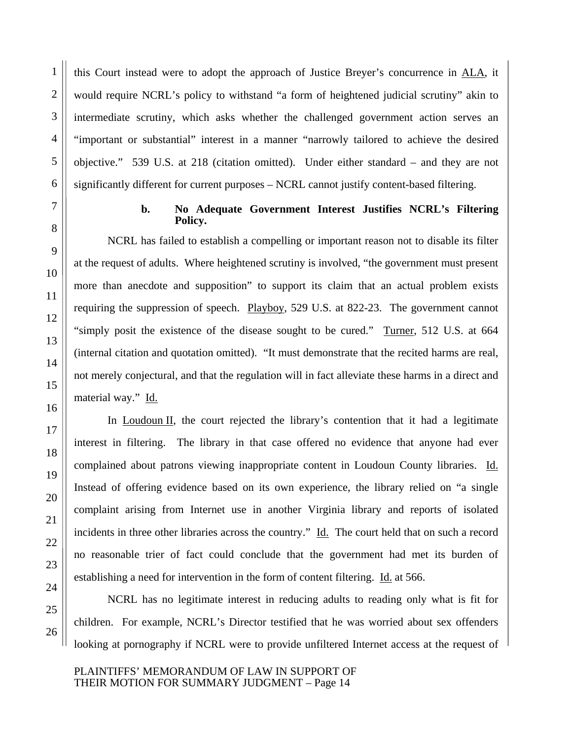this Court instead were to adopt the approach of Justice Breyer's concurrence in ALA, it would require NCRL's policy to withstand "a form of heightened judicial scrutiny" akin to intermediate scrutiny, which asks whether the challenged government action serves an "important or substantial" interest in a manner "narrowly tailored to achieve the desired objective." 539 U.S. at 218 (citation omitted). Under either standard – and they are not significantly different for current purposes – NCRL cannot justify content-based filtering.

**b. No Adequate Government Interest Justifies NCRL's Filtering Policy.**

NCRL has failed to establish a compelling or important reason not to disable its filter at the request of adults. Where heightened scrutiny is involved, "the government must present more than anecdote and supposition" to support its claim that an actual problem exists requiring the suppression of speech. Playboy, 529 U.S. at 822-23. The government cannot "simply posit the existence of the disease sought to be cured." Turner, 512 U.S. at 664 (internal citation and quotation omitted). "It must demonstrate that the recited harms are real, not merely conjectural, and that the regulation will in fact alleviate these harms in a direct and material way." Id.

In Loudoun II, the court rejected the library's contention that it had a legitimate interest in filtering. The library in that case offered no evidence that anyone had ever complained about patrons viewing inappropriate content in Loudoun County libraries. Id. Instead of offering evidence based on its own experience, the library relied on "a single complaint arising from Internet use in another Virginia library and reports of isolated incidents in three other libraries across the country." Id. The court held that on such a record no reasonable trier of fact could conclude that the government had met its burden of establishing a need for intervention in the form of content filtering. Id. at 566.

NCRL has no legitimate interest in reducing adults to reading only what is fit for children. For example, NCRL's Director testified that he was worried about sex offenders looking at pornography if NCRL were to provide unfiltered Internet access at the request of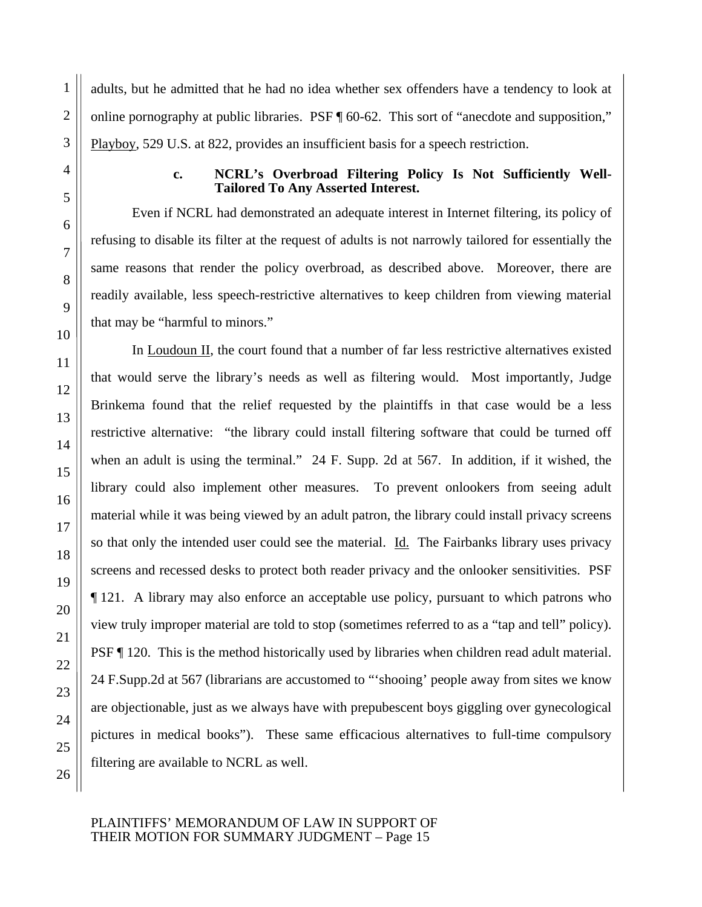adults, but he admitted that he had no idea whether sex offenders have a tendency to look at online pornography at public libraries. PSF ¶ 60-62. This sort of "anecdote and supposition," Playboy, 529 U.S. at 822, provides an insufficient basis for a speech restriction.

**c. NCRL's Overbroad Filtering Policy Is Not Sufficiently Well-Tailored To Any Asserted Interest.**

Even if NCRL had demonstrated an adequate interest in Internet filtering, its policy of refusing to disable its filter at the request of adults is not narrowly tailored for essentially the same reasons that render the policy overbroad, as described above. Moreover, there are readily available, less speech-restrictive alternatives to keep children from viewing material that may be "harmful to minors."

In Loudoun II, the court found that a number of far less restrictive alternatives existed that would serve the library's needs as well as filtering would. Most importantly, Judge Brinkema found that the relief requested by the plaintiffs in that case would be a less restrictive alternative: "the library could install filtering software that could be turned off when an adult is using the terminal." 24 F. Supp. 2d at 567. In addition, if it wished, the library could also implement other measures. To prevent onlookers from seeing adult material while it was being viewed by an adult patron, the library could install privacy screens so that only the intended user could see the material. Id. The Fairbanks library uses privacy screens and recessed desks to protect both reader privacy and the onlooker sensitivities. PSF ¶ 121. A library may also enforce an acceptable use policy, pursuant to which patrons who view truly improper material are told to stop (sometimes referred to as a "tap and tell" policy). PSF ¶ 120. This is the method historically used by libraries when children read adult material. 24 F.Supp.2d at 567 (librarians are accustomed to "'shooing' people away from sites we know are objectionable, just as we always have with prepubescent boys giggling over gynecological pictures in medical books"). These same efficacious alternatives to full-time compulsory filtering are available to NCRL as well.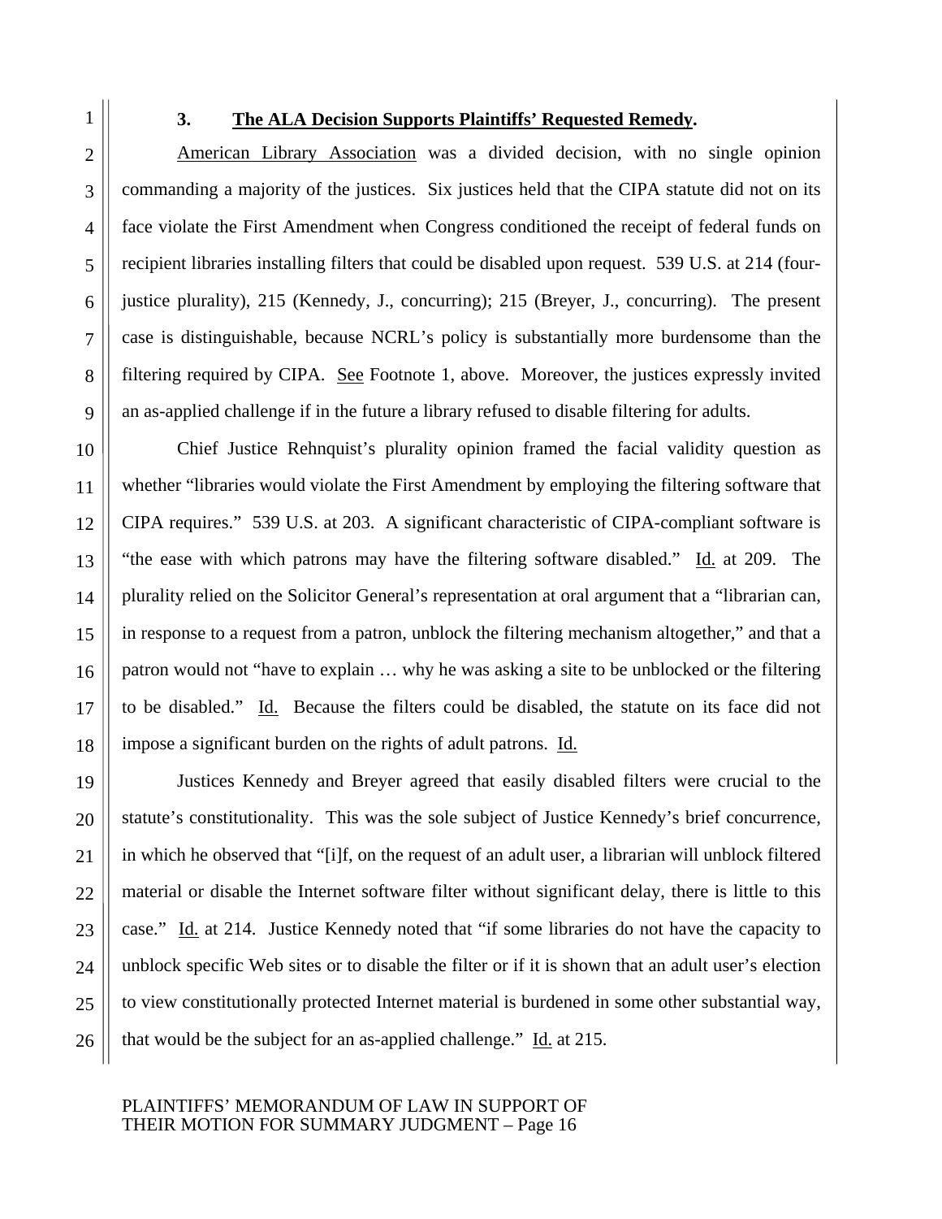### 3. **The ALA Decision Supports Plaintiffs' Requested Remedy.**

American Library Association was a divided decision, with no single opinion commanding a majority of the justices. Six justices held that the CIPA statute did not on its face violate the First Amendment when Congress conditioned the receipt of federal funds on recipient libraries installing filters that could be disabled upon request. 539 U.S. at 214 (four-justice plurality), 215 (Kennedy, J., concurring); 215 (Breyer, J., concurring). The present case is distinguishable, because NCRL's policy is substantially more burdensome than the filtering required by CIPA. See Footnote 1, above. Moreover, the justices expressly invited an as-applied challenge if in the future a library refused to disable filtering for adults.

Chief Justice Rehnquist's plurality opinion framed the facial validity question as whether "libraries would violate the First Amendment by employing the filtering software that CIPA requires." 539 U.S. at 203. A significant characteristic of CIPA-compliant software is "the ease with which patrons may have the filtering software disabled." Id. at 209. The plurality relied on the Solicitor General's representation at oral argument that a "librarian can, in response to a request from a patron, unblock the filtering mechanism altogether," and that a patron would not "have to explain … why he was asking a site to be unblocked or the filtering to be disabled." Id. Because the filters could be disabled, the statute on its face did not impose a significant burden on the rights of adult patrons. Id.

Justices Kennedy and Breyer agreed that easily disabled filters were crucial to the statute's constitutionality. This was the sole subject of Justice Kennedy's brief concurrence, in which he observed that "[i]f, on the request of an adult user, a librarian will unblock filtered material or disable the Internet software filter without significant delay, there is little to this case." Id. at 214. Justice Kennedy noted that "if some libraries do not have the capacity to unblock specific Web sites or to disable the filter or if it is shown that an adult user's election to view constitutionally protected Internet material is burdened in some other substantial way, that would be the subject for an as-applied challenge." Id. at 215.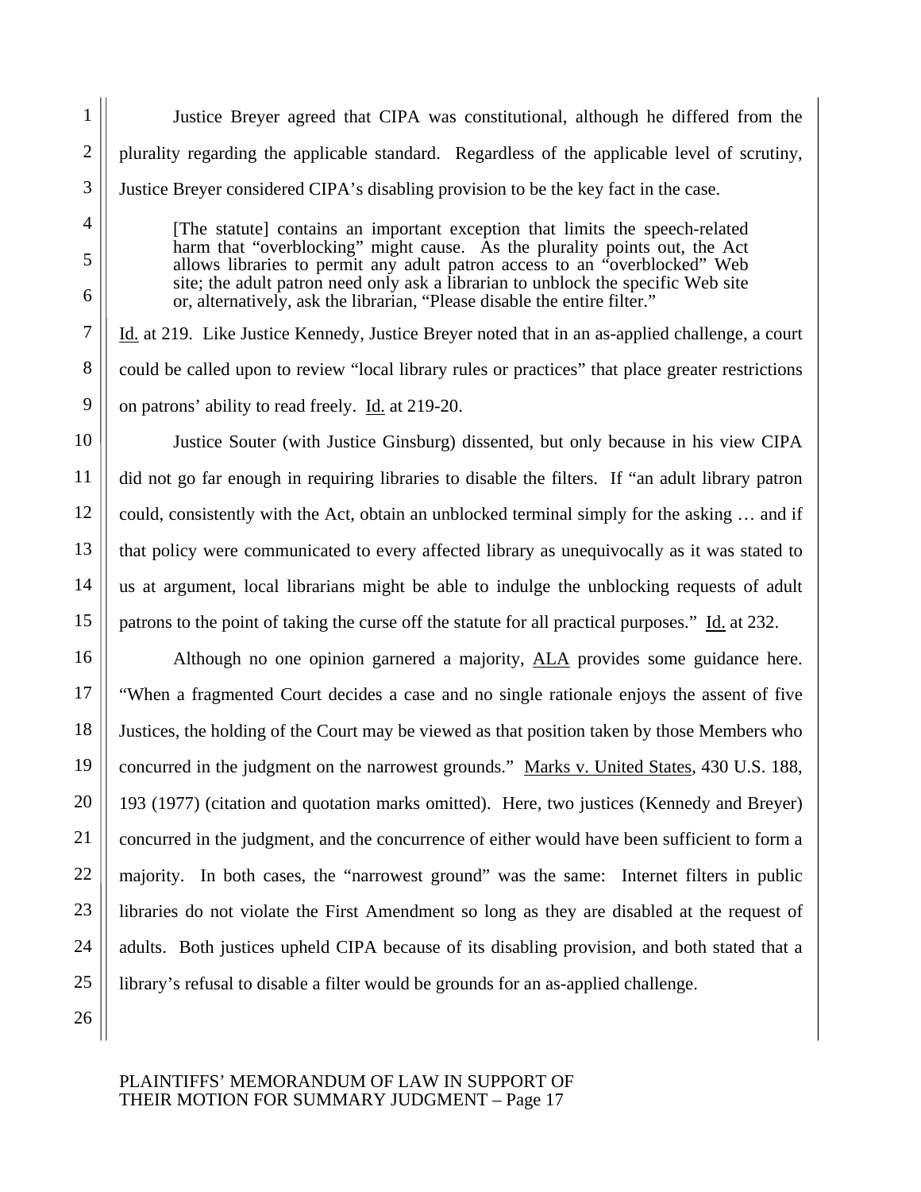Justice Breyer agreed that CIPA was constitutional, although he differed from the plurality regarding the applicable standard. Regardless of the applicable level of scrutiny, Justice Breyer considered CIPA's disabling provision to be the key fact in the case.

> [The statute] contains an important exception that limits the speech-related harm that "overblocking" might cause. As the plurality points out, the Act allows libraries to permit any adult patron access to an "overblocked" Web site; the adult patron need only ask a librarian to unblock the specific Web site or, alternatively, ask the librarian, "Please disable the entire filter."

Id. at 219. Like Justice Kennedy, Justice Breyer noted that in an as-applied challenge, a court could be called upon to review "local library rules or practices" that place greater restrictions on patrons' ability to read freely. Id. at 219-20.

Justice Souter (with Justice Ginsburg) dissented, but only because in his view CIPA did not go far enough in requiring libraries to disable the filters. If "an adult library patron could, consistently with the Act, obtain an unblocked terminal simply for the asking … and if that policy were communicated to every affected library as unequivocally as it was stated to us at argument, local librarians might be able to indulge the unblocking requests of adult patrons to the point of taking the curse off the statute for all practical purposes." Id. at 232.

Although no one opinion garnered a majority, ALA provides some guidance here. "When a fragmented Court decides a case and no single rationale enjoys the assent of five Justices, the holding of the Court may be viewed as that position taken by those Members who concurred in the judgment on the narrowest grounds." Marks v. United States, 430 U.S. 188, 193 (1977) (citation and quotation marks omitted). Here, two justices (Kennedy and Breyer) concurred in the judgment, and the concurrence of either would have been sufficient to form a majority. In both cases, the "narrowest ground" was the same: Internet filters in public libraries do not violate the First Amendment so long as they are disabled at the request of adults. Both justices upheld CIPA because of its disabling provision, and both stated that a library's refusal to disable a filter would be grounds for an as-applied challenge.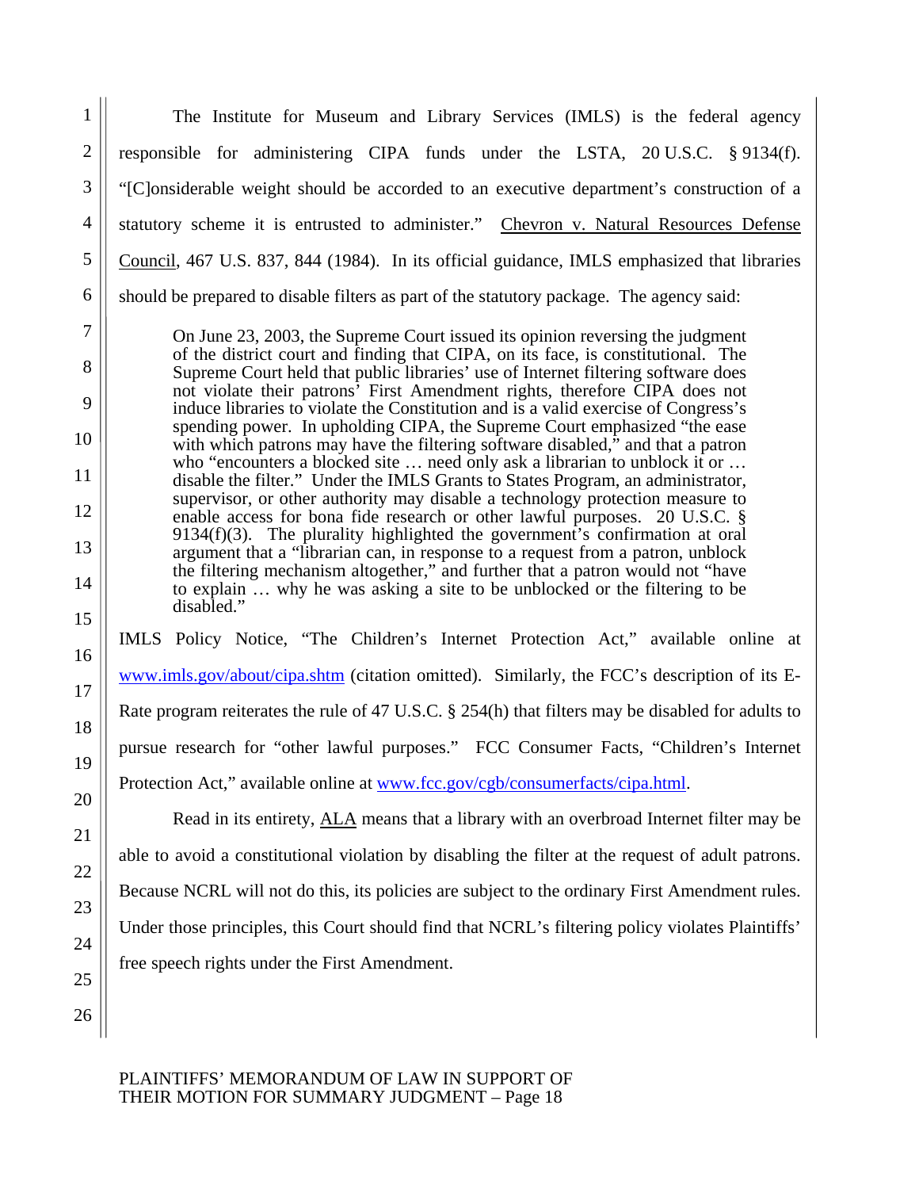The Institute for Museum and Library Services (IMLS) is the federal agency responsible for administering CIPA funds under the LSTA, 20 U.S.C. § 9134(f). "[C]onsiderable weight should be accorded to an executive department's construction of a statutory scheme it is entrusted to administer." Chevron v. Natural Resources Defense Council, 467 U.S. 837, 844 (1984). In its official guidance, IMLS emphasized that libraries should be prepared to disable filters as part of the statutory package. The agency said:

> On June 23, 2003, the Supreme Court issued its opinion reversing the judgment of the district court and finding that CIPA, on its face, is constitutional. The Supreme Court held that public libraries' use of Internet filtering software does not violate their patrons' First Amendment rights, therefore CIPA does not induce libraries to violate the Constitution and is a valid exercise of Congress's spending power. In upholding CIPA, the Supreme Court emphasized "the ease with which patrons may have the filtering software disabled," and that a patron who "encounters a blocked site … need only ask a librarian to unblock it or … disable the filter." Under the IMLS Grants to States Program, an administrator, supervisor, or other authority may disable a technology protection measure to enable access for bona fide research or other lawful purposes. 20 U.S.C. § 9134(f)(3). The plurality highlighted the government's confirmation at oral argument that a "librarian can, in response to a request from a patron, unblock the filtering mechanism altogether," and further that a patron would not "have to explain … why he was asking a site to be unblocked or the filtering to be disabled."

IMLS Policy Notice, "The Children's Internet Protection Act," available online at www.imls.gov/about/cipa.shtm (citation omitted). Similarly, the FCC's description of its E-Rate program reiterates the rule of 47 U.S.C. § 254(h) that filters may be disabled for adults to pursue research for "other lawful purposes." FCC Consumer Facts, "Children's Internet Protection Act," available online at www.fcc.gov/cgb/consumerfacts/cipa.html.

Read in its entirety, ALA means that a library with an overbroad Internet filter may be able to avoid a constitutional violation by disabling the filter at the request of adult patrons. Because NCRL will not do this, its policies are subject to the ordinary First Amendment rules. Under those principles, this Court should find that NCRL's filtering policy violates Plaintiffs' free speech rights under the First Amendment.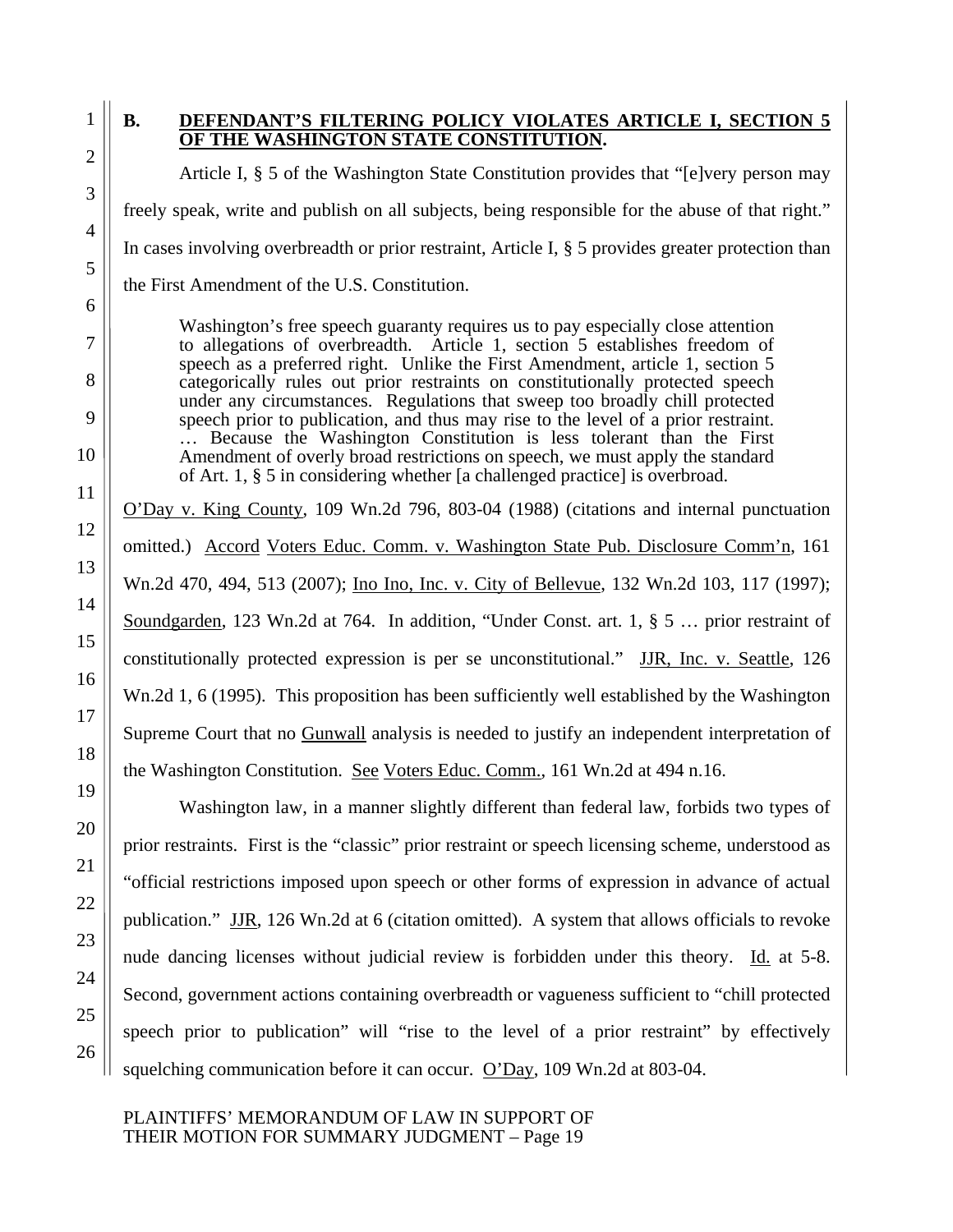## B. DEFENDANT'S FILTERING POLICY VIOLATES ARTICLE I, SECTION 5 OF THE WASHINGTON STATE CONSTITUTION.

Article I, § 5 of the Washington State Constitution provides that "[e]very person may freely speak, write and publish on all subjects, being responsible for the abuse of that right." In cases involving overbreadth or prior restraint, Article I, § 5 provides greater protection than the First Amendment of the U.S. Constitution.

> Washington's free speech guaranty requires us to pay especially close attention to allegations of overbreadth. Article 1, section 5 establishes freedom of speech as a preferred right. Unlike the First Amendment, article 1, section 5 categorically rules out prior restraints on constitutionally protected speech under any circumstances. Regulations that sweep too broadly chill protected speech prior to publication, and thus may rise to the level of a prior restraint. … Because the Washington Constitution is less tolerant than the First Amendment of overly broad restrictions on speech, we must apply the standard of Art. 1, § 5 in considering whether [a challenged practice] is overbroad.

O'Day v. King County, 109 Wn.2d 796, 803-04 (1988) (citations and internal punctuation omitted.) Accord Voters Educ. Comm. v. Washington State Pub. Disclosure Comm'n, 161 Wn.2d 470, 494, 513 (2007); Ino Ino, Inc. v. City of Bellevue, 132 Wn.2d 103, 117 (1997); Soundgarden, 123 Wn.2d at 764. In addition, "Under Const. art. 1, § 5 … prior restraint of constitutionally protected expression is per se unconstitutional." JJR, Inc. v. Seattle, 126 Wn.2d 1, 6 (1995). This proposition has been sufficiently well established by the Washington Supreme Court that no Gunwall analysis is needed to justify an independent interpretation of the Washington Constitution. See Voters Educ. Comm., 161 Wn.2d at 494 n.16.

Washington law, in a manner slightly different than federal law, forbids two types of prior restraints. First is the "classic" prior restraint or speech licensing scheme, understood as "official restrictions imposed upon speech or other forms of expression in advance of actual publication." JJR, 126 Wn.2d at 6 (citation omitted). A system that allows officials to revoke nude dancing licenses without judicial review is forbidden under this theory. Id. at 5-8. Second, government actions containing overbreadth or vagueness sufficient to "chill protected speech prior to publication" will "rise to the level of a prior restraint" by effectively squelching communication before it can occur. O'Day, 109 Wn.2d at 803-04.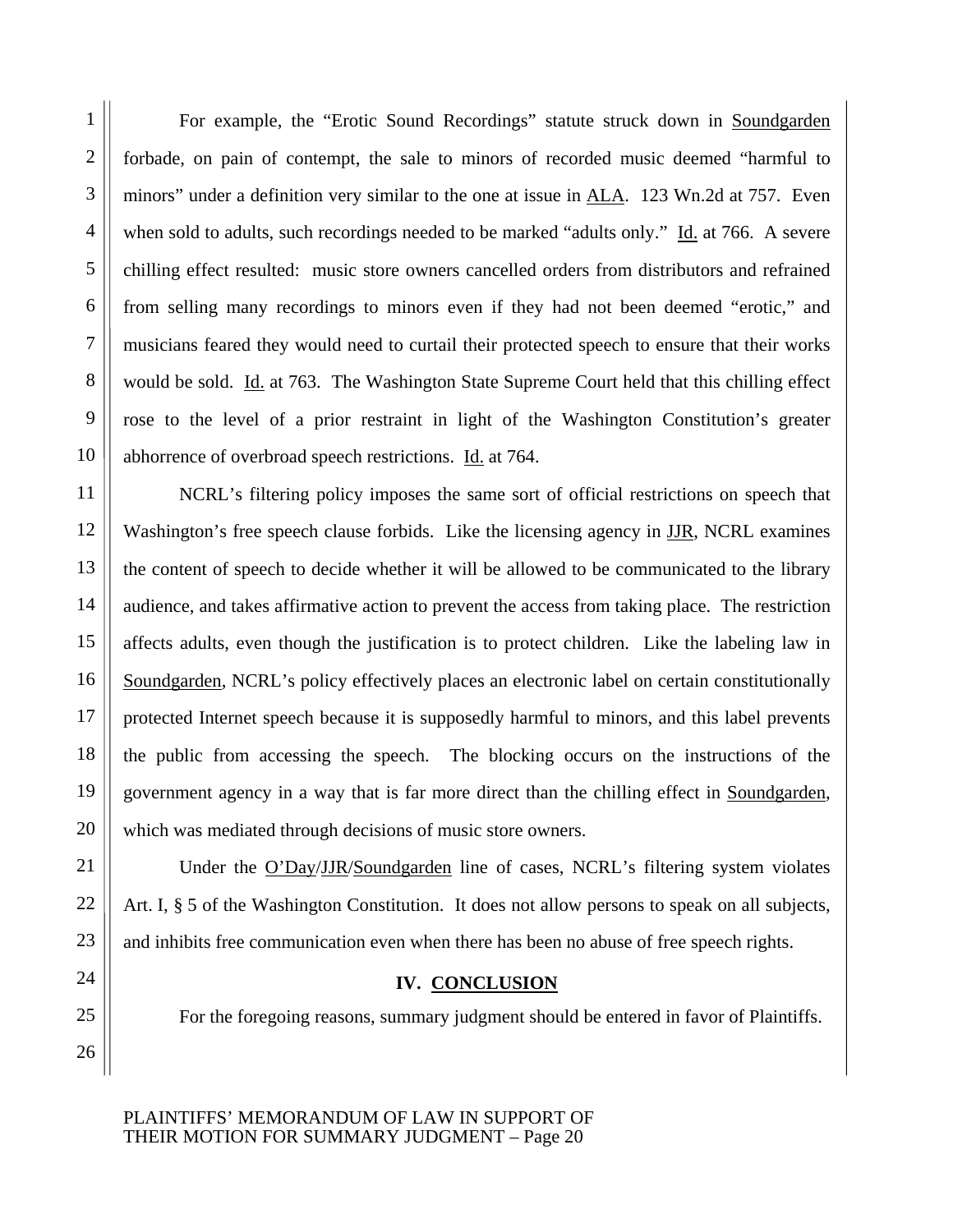For example, the "Erotic Sound Recordings" statute struck down in Soundgarden forbade, on pain of contempt, the sale to minors of recorded music deemed "harmful to minors" under a definition very similar to the one at issue in ALA. 123 Wn.2d at 757. Even when sold to adults, such recordings needed to be marked "adults only." Id. at 766. A severe chilling effect resulted: music store owners cancelled orders from distributors and refrained from selling many recordings to minors even if they had not been deemed "erotic," and musicians feared they would need to curtail their protected speech to ensure that their works would be sold. Id. at 763. The Washington State Supreme Court held that this chilling effect rose to the level of a prior restraint in light of the Washington Constitution's greater abhorrence of overbroad speech restrictions. Id. at 764.

NCRL's filtering policy imposes the same sort of official restrictions on speech that Washington's free speech clause forbids. Like the licensing agency in JJR, NCRL examines the content of speech to decide whether it will be allowed to be communicated to the library audience, and takes affirmative action to prevent the access from taking place. The restriction affects adults, even though the justification is to protect children. Like the labeling law in Soundgarden, NCRL's policy effectively places an electronic label on certain constitutionally protected Internet speech because it is supposedly harmful to minors, and this label prevents the public from accessing the speech. The blocking occurs on the instructions of the government agency in a way that is far more direct than the chilling effect in Soundgarden, which was mediated through decisions of music store owners.

Under the O'Day/JJR/Soundgarden line of cases, NCRL's filtering system violates Art. I, § 5 of the Washington Constitution. It does not allow persons to speak on all subjects, and inhibits free communication even when there has been no abuse of free speech rights.

## IV. CONCLUSION

For the foregoing reasons, summary judgment should be entered in favor of Plaintiffs.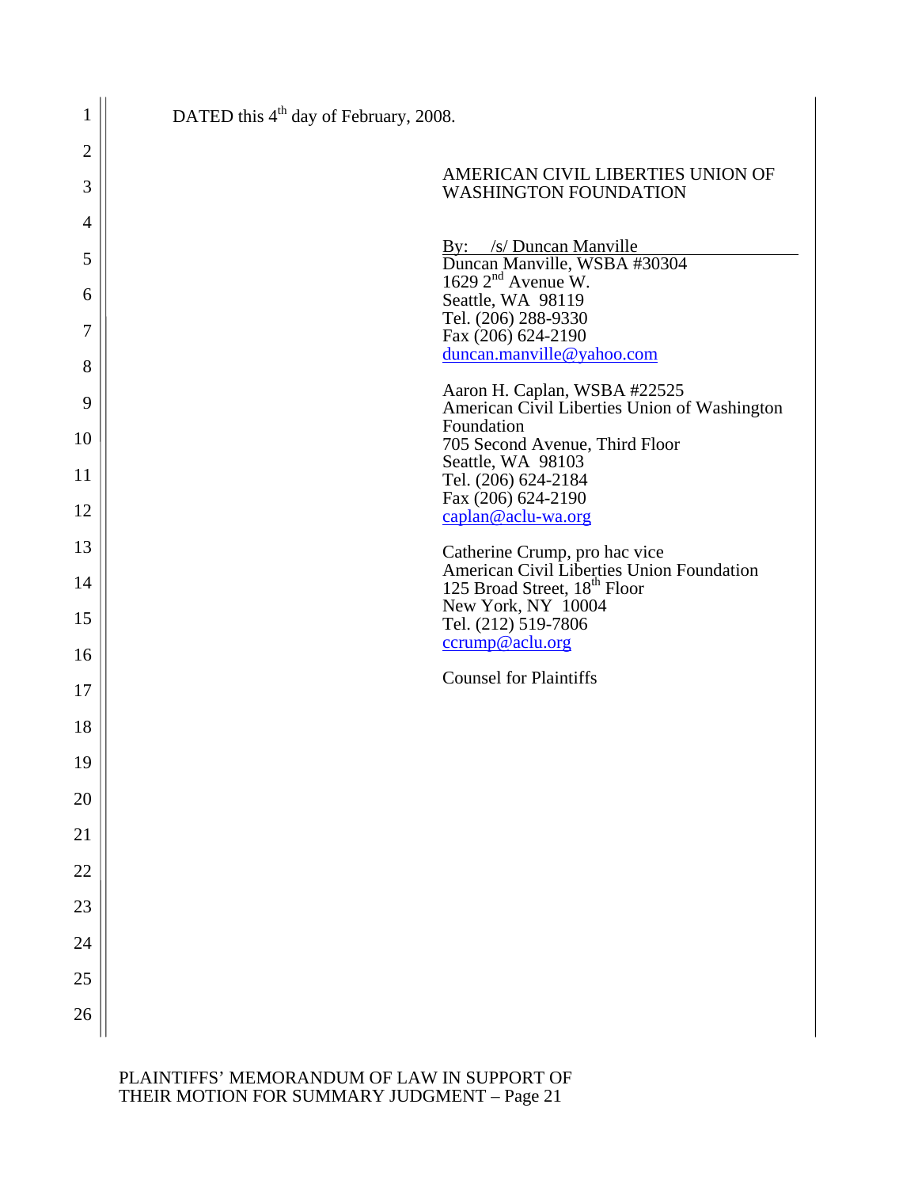DATED this 4th day of February, 2008.

AMERICAN CIVIL LIBERTIES UNION OF WASHINGTON FOUNDATION

By: /s/ Duncan Manville
Duncan Manville, WSBA #30304
1629 2nd Avenue W.
Seattle, WA 98119
Tel. (206) 288-9330
Fax (206) 624-2190
duncan.manville@yahoo.com

Aaron H. Caplan, WSBA #22525
American Civil Liberties Union of Washington Foundation
705 Second Avenue, Third Floor
Seattle, WA 98103
Tel. (206) 624-2184
Fax (206) 624-2190
caplan@aclu-wa.org

Catherine Crump, pro hac vice
American Civil Liberties Union Foundation
125 Broad Street, 18th Floor
New York, NY 10004
Tel. (212) 519-7806
ccrump@aclu.org

Counsel for Plaintiffs